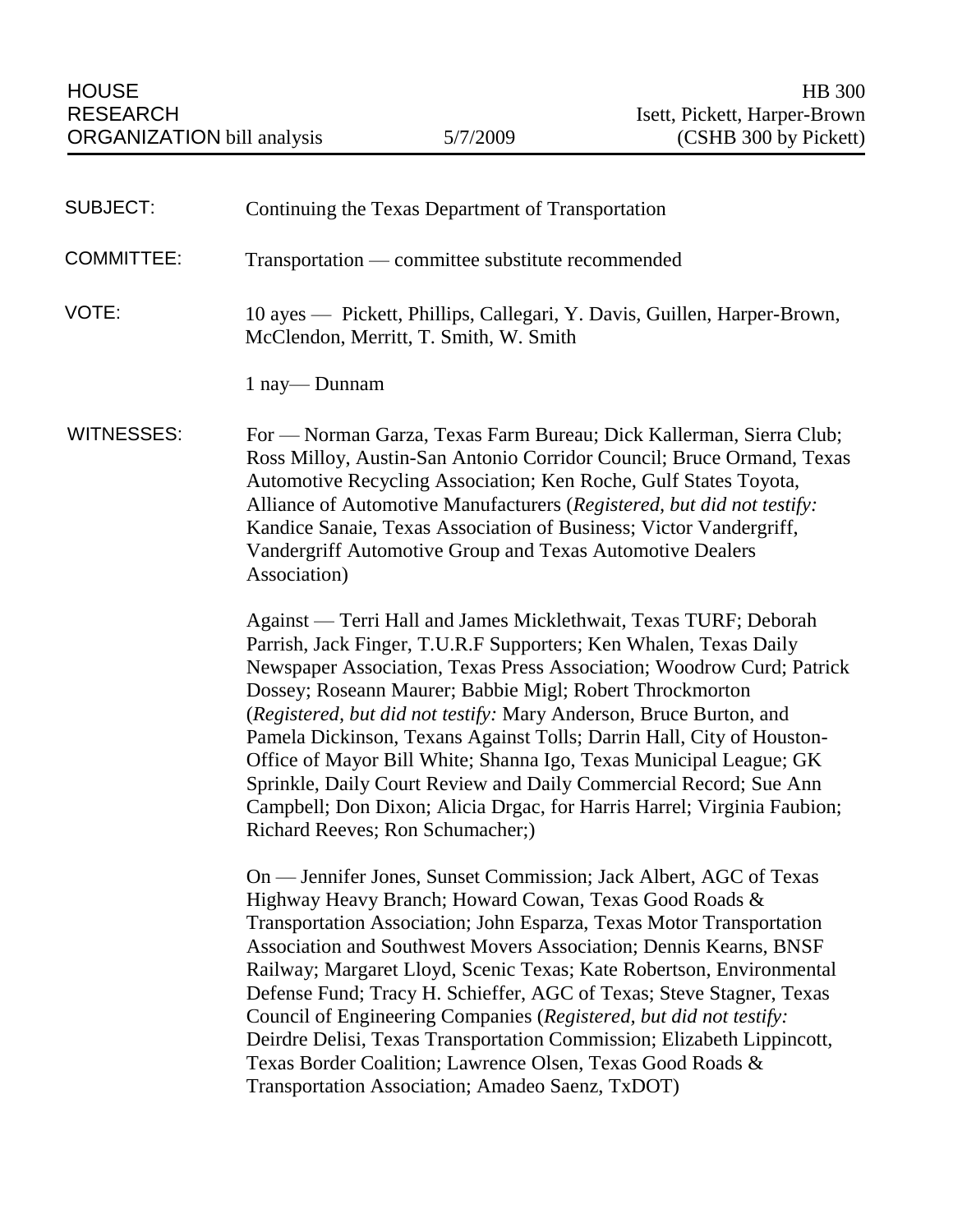HOUSE RESEARCH ORGANIZATION bill analysis | 5/7/2009 | HB 300 Isett, Pickett, Harper-Brown (CSHB 300 by Pickett)

**SUBJECT:** Continuing the Texas Department of Transportation

**COMMITTEE:** Transportation — committee substitute recommended

**VOTE:** 10 ayes — Pickett, Phillips, Callegari, Y. Davis, Guillen, Harper-Brown, McClendon, Merritt, T. Smith, W. Smith

1 nay— Dunnam

**WITNESSES:** For — Norman Garza, Texas Farm Bureau; Dick Kallerman, Sierra Club; Ross Milloy, Austin-San Antonio Corridor Council; Bruce Ormand, Texas Automotive Recycling Association; Ken Roche, Gulf States Toyota, Alliance of Automotive Manufacturers (*Registered, but did not testify:* Kandice Sanaie, Texas Association of Business; Victor Vandergriff, Vandergriff Automotive Group and Texas Automotive Dealers Association)

Against — Terri Hall and James Micklethwait, Texas TURF; Deborah Parrish, Jack Finger, T.U.R.F Supporters; Ken Whalen, Texas Daily Newspaper Association, Texas Press Association; Woodrow Curd; Patrick Dossey; Roseann Maurer; Babbie Migl; Robert Throckmorton (*Registered, but did not testify:* Mary Anderson, Bruce Burton, and Pamela Dickinson, Texans Against Tolls; Darrin Hall, City of Houston-Office of Mayor Bill White; Shanna Igo, Texas Municipal League; GK Sprinkle, Daily Court Review and Daily Commercial Record; Sue Ann Campbell; Don Dixon; Alicia Drgac, for Harris Harrel; Virginia Faubion; Richard Reeves; Ron Schumacher;)

On — Jennifer Jones, Sunset Commission; Jack Albert, AGC of Texas Highway Heavy Branch; Howard Cowan, Texas Good Roads & Transportation Association; John Esparza, Texas Motor Transportation Association and Southwest Movers Association; Dennis Kearns, BNSF Railway; Margaret Lloyd, Scenic Texas; Kate Robertson, Environmental Defense Fund; Tracy H. Schieffer, AGC of Texas; Steve Stagner, Texas Council of Engineering Companies (*Registered, but did not testify:* Deirdre Delisi, Texas Transportation Commission; Elizabeth Lippincott, Texas Border Coalition; Lawrence Olsen, Texas Good Roads & Transportation Association; Amadeo Saenz, TxDOT)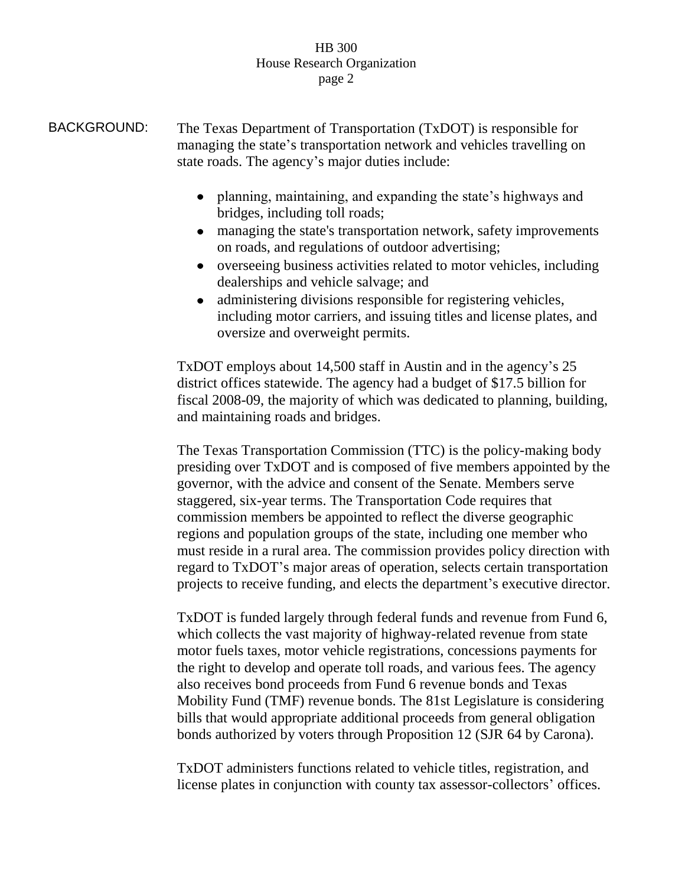BACKGROUND: The Texas Department of Transportation (TxDOT) is responsible for managing the state's transportation network and vehicles travelling on state roads. The agency's major duties include:

- planning, maintaining, and expanding the state's highways and bridges, including toll roads;
- managing the state's transportation network, safety improvements on roads, and regulations of outdoor advertising;
- overseeing business activities related to motor vehicles, including dealerships and vehicle salvage; and
- administering divisions responsible for registering vehicles, including motor carriers, and issuing titles and license plates, and oversize and overweight permits.

TxDOT employs about 14,500 staff in Austin and in the agency's 25 district offices statewide. The agency had a budget of $17.5 billion for fiscal 2008-09, the majority of which was dedicated to planning, building, and maintaining roads and bridges.

The Texas Transportation Commission (TTC) is the policy-making body presiding over TxDOT and is composed of five members appointed by the governor, with the advice and consent of the Senate. Members serve staggered, six-year terms. The Transportation Code requires that commission members be appointed to reflect the diverse geographic regions and population groups of the state, including one member who must reside in a rural area. The commission provides policy direction with regard to TxDOT's major areas of operation, selects certain transportation projects to receive funding, and elects the department's executive director.

TxDOT is funded largely through federal funds and revenue from Fund 6, which collects the vast majority of highway-related revenue from state motor fuels taxes, motor vehicle registrations, concessions payments for the right to develop and operate toll roads, and various fees. The agency also receives bond proceeds from Fund 6 revenue bonds and Texas Mobility Fund (TMF) revenue bonds. The 81st Legislature is considering bills that would appropriate additional proceeds from general obligation bonds authorized by voters through Proposition 12 (SJR 64 by Carona).

TxDOT administers functions related to vehicle titles, registration, and license plates in conjunction with county tax assessor-collectors' offices.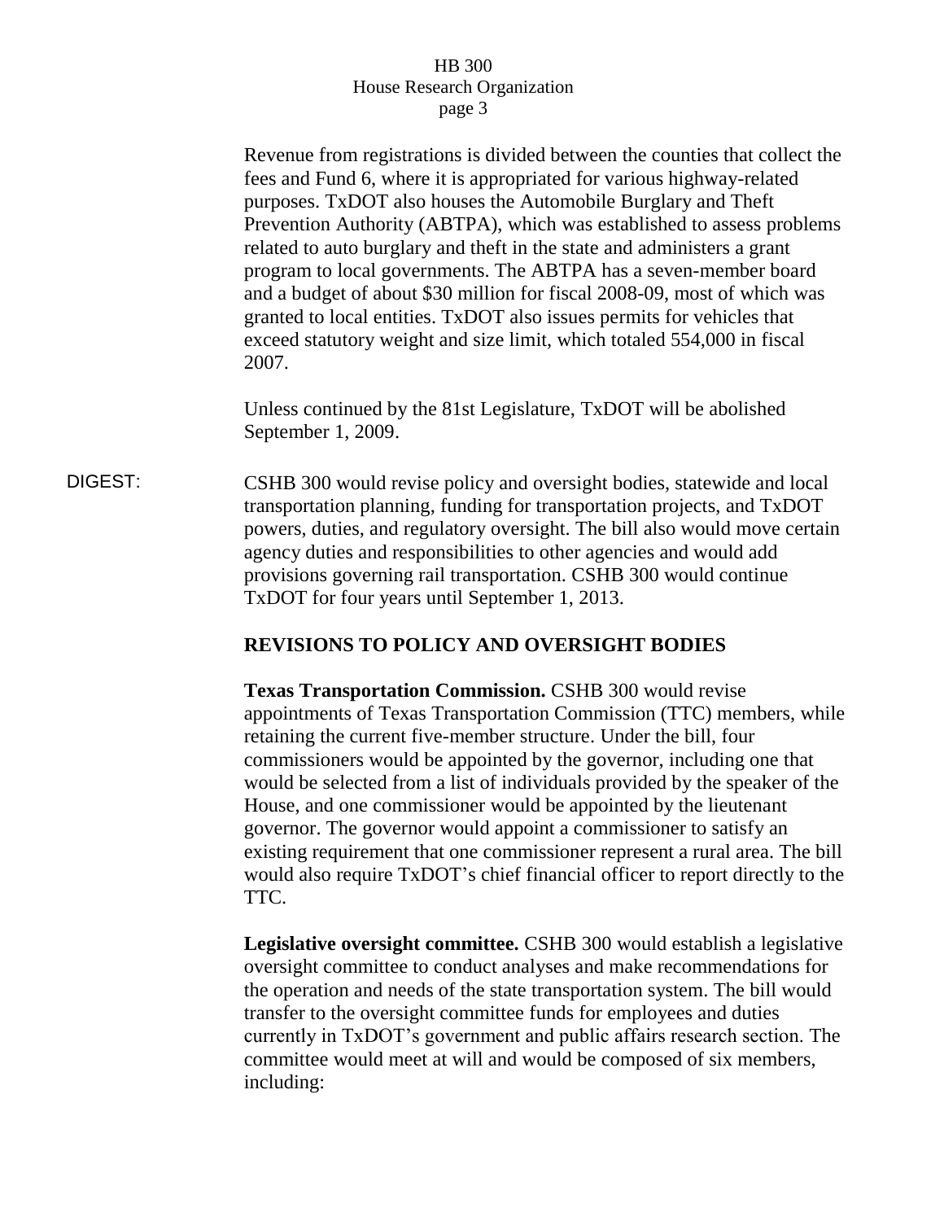Revenue from registrations is divided between the counties that collect the fees and Fund 6, where it is appropriated for various highway-related purposes. TxDOT also houses the Automobile Burglary and Theft Prevention Authority (ABTPA), which was established to assess problems related to auto burglary and theft in the state and administers a grant program to local governments. The ABTPA has a seven-member board and a budget of about $30 million for fiscal 2008-09, most of which was granted to local entities. TxDOT also issues permits for vehicles that exceed statutory weight and size limit, which totaled 554,000 in fiscal 2007.

Unless continued by the 81st Legislature, TxDOT will be abolished September 1, 2009.

DIGEST: CSHB 300 would revise policy and oversight bodies, statewide and local transportation planning, funding for transportation projects, and TxDOT powers, duties, and regulatory oversight. The bill also would move certain agency duties and responsibilities to other agencies and would add provisions governing rail transportation. CSHB 300 would continue TxDOT for four years until September 1, 2013.

**REVISIONS TO POLICY AND OVERSIGHT BODIES**

**Texas Transportation Commission.** CSHB 300 would revise appointments of Texas Transportation Commission (TTC) members, while retaining the current five-member structure. Under the bill, four commissioners would be appointed by the governor, including one that would be selected from a list of individuals provided by the speaker of the House, and one commissioner would be appointed by the lieutenant governor. The governor would appoint a commissioner to satisfy an existing requirement that one commissioner represent a rural area. The bill would also require TxDOT's chief financial officer to report directly to the TTC.

**Legislative oversight committee.** CSHB 300 would establish a legislative oversight committee to conduct analyses and make recommendations for the operation and needs of the state transportation system. The bill would transfer to the oversight committee funds for employees and duties currently in TxDOT's government and public affairs research section. The committee would meet at will and would be composed of six members, including: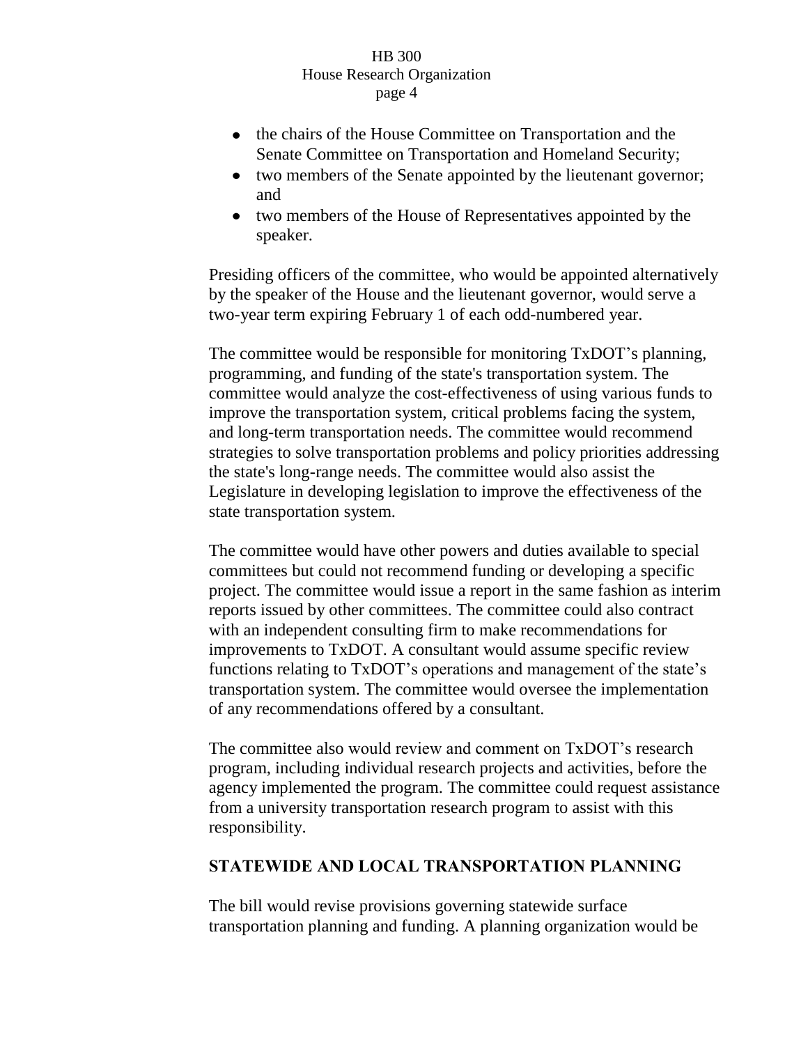- the chairs of the House Committee on Transportation and the Senate Committee on Transportation and Homeland Security;
- two members of the Senate appointed by the lieutenant governor; and
- two members of the House of Representatives appointed by the speaker.

Presiding officers of the committee, who would be appointed alternatively by the speaker of the House and the lieutenant governor, would serve a two-year term expiring February 1 of each odd-numbered year.

The committee would be responsible for monitoring TxDOT's planning, programming, and funding of the state's transportation system. The committee would analyze the cost-effectiveness of using various funds to improve the transportation system, critical problems facing the system, and long-term transportation needs. The committee would recommend strategies to solve transportation problems and policy priorities addressing the state's long-range needs. The committee would also assist the Legislature in developing legislation to improve the effectiveness of the state transportation system.

The committee would have other powers and duties available to special committees but could not recommend funding or developing a specific project. The committee would issue a report in the same fashion as interim reports issued by other committees. The committee could also contract with an independent consulting firm to make recommendations for improvements to TxDOT. A consultant would assume specific review functions relating to TxDOT's operations and management of the state's transportation system. The committee would oversee the implementation of any recommendations offered by a consultant.

The committee also would review and comment on TxDOT's research program, including individual research projects and activities, before the agency implemented the program. The committee could request assistance from a university transportation research program to assist with this responsibility.

## STATEWIDE AND LOCAL TRANSPORTATION PLANNING

The bill would revise provisions governing statewide surface transportation planning and funding. A planning organization would be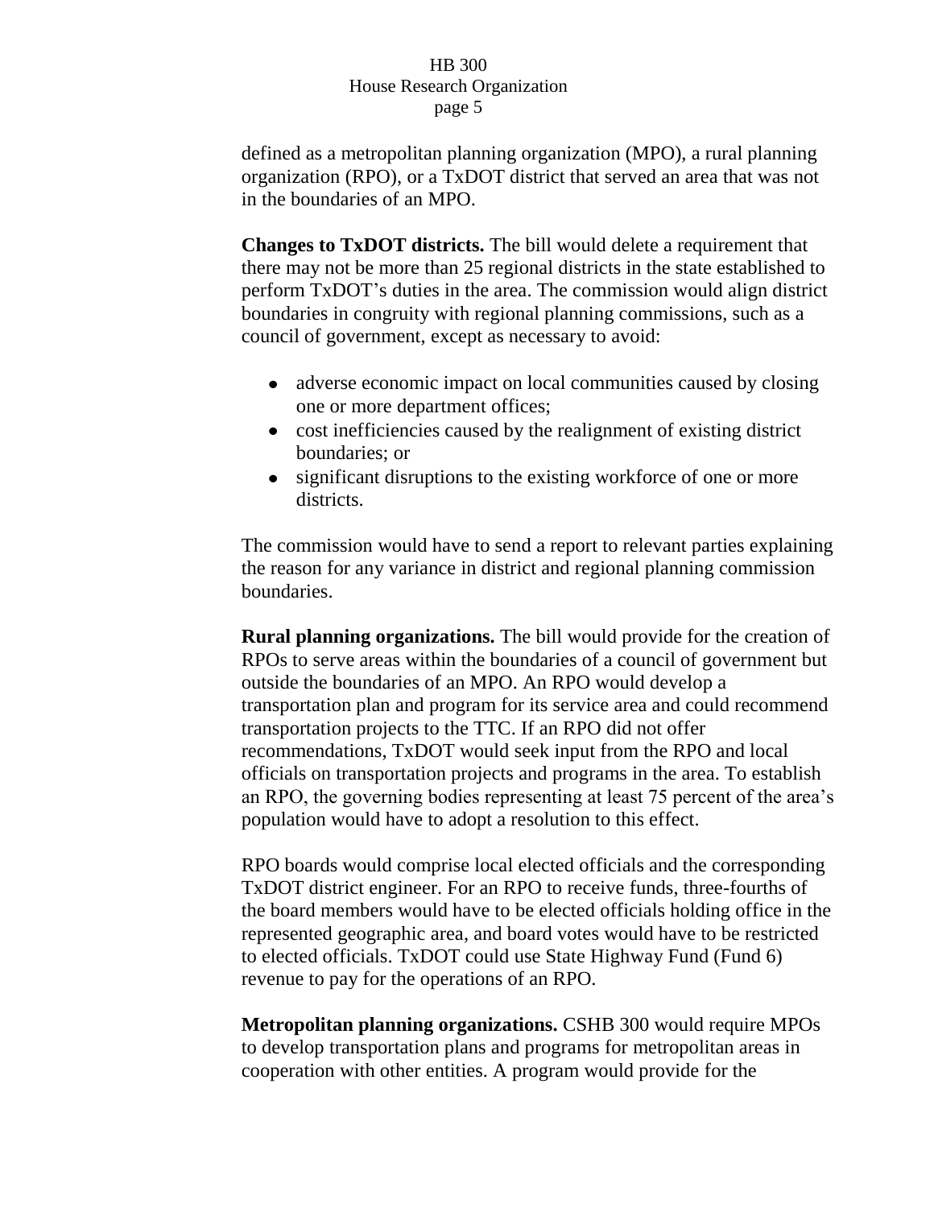defined as a metropolitan planning organization (MPO), a rural planning organization (RPO), or a TxDOT district that served an area that was not in the boundaries of an MPO.

**Changes to TxDOT districts.** The bill would delete a requirement that there may not be more than 25 regional districts in the state established to perform TxDOT's duties in the area. The commission would align district boundaries in congruity with regional planning commissions, such as a council of government, except as necessary to avoid:

- adverse economic impact on local communities caused by closing one or more department offices;
- cost inefficiencies caused by the realignment of existing district boundaries; or
- significant disruptions to the existing workforce of one or more districts.

The commission would have to send a report to relevant parties explaining the reason for any variance in district and regional planning commission boundaries.

**Rural planning organizations.** The bill would provide for the creation of RPOs to serve areas within the boundaries of a council of government but outside the boundaries of an MPO. An RPO would develop a transportation plan and program for its service area and could recommend transportation projects to the TTC. If an RPO did not offer recommendations, TxDOT would seek input from the RPO and local officials on transportation projects and programs in the area. To establish an RPO, the governing bodies representing at least 75 percent of the area's population would have to adopt a resolution to this effect.

RPO boards would comprise local elected officials and the corresponding TxDOT district engineer. For an RPO to receive funds, three-fourths of the board members would have to be elected officials holding office in the represented geographic area, and board votes would have to be restricted to elected officials. TxDOT could use State Highway Fund (Fund 6) revenue to pay for the operations of an RPO.

**Metropolitan planning organizations.** CSHB 300 would require MPOs to develop transportation plans and programs for metropolitan areas in cooperation with other entities. A program would provide for the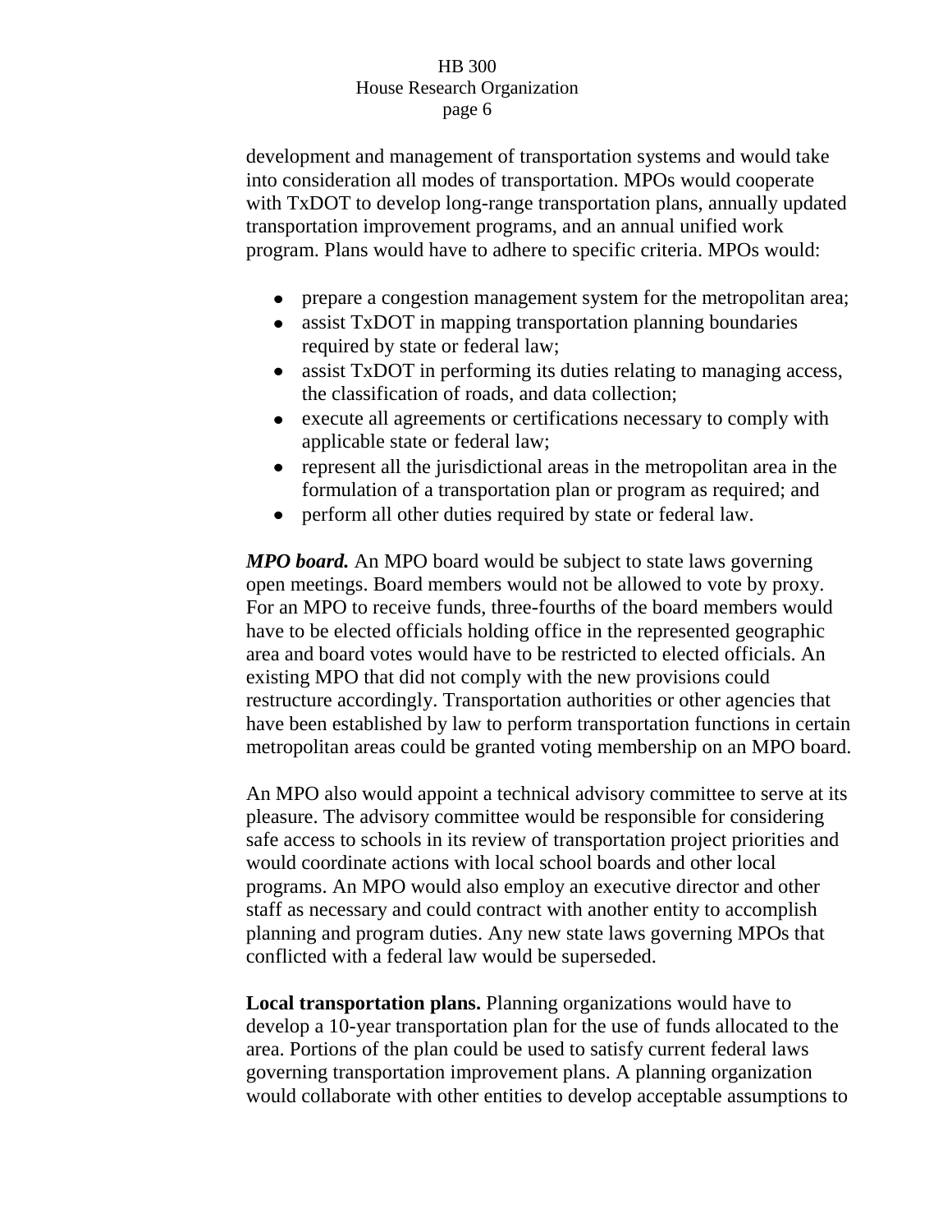development and management of transportation systems and would take into consideration all modes of transportation. MPOs would cooperate with TxDOT to develop long-range transportation plans, annually updated transportation improvement programs, and an annual unified work program. Plans would have to adhere to specific criteria. MPOs would:

- prepare a congestion management system for the metropolitan area;
- assist TxDOT in mapping transportation planning boundaries required by state or federal law;
- assist TxDOT in performing its duties relating to managing access, the classification of roads, and data collection;
- execute all agreements or certifications necessary to comply with applicable state or federal law;
- represent all the jurisdictional areas in the metropolitan area in the formulation of a transportation plan or program as required; and
- perform all other duties required by state or federal law.

***MPO board.*** An MPO board would be subject to state laws governing open meetings. Board members would not be allowed to vote by proxy. For an MPO to receive funds, three-fourths of the board members would have to be elected officials holding office in the represented geographic area and board votes would have to be restricted to elected officials. An existing MPO that did not comply with the new provisions could restructure accordingly. Transportation authorities or other agencies that have been established by law to perform transportation functions in certain metropolitan areas could be granted voting membership on an MPO board.

An MPO also would appoint a technical advisory committee to serve at its pleasure. The advisory committee would be responsible for considering safe access to schools in its review of transportation project priorities and would coordinate actions with local school boards and other local programs. An MPO would also employ an executive director and other staff as necessary and could contract with another entity to accomplish planning and program duties. Any new state laws governing MPOs that conflicted with a federal law would be superseded.

**Local transportation plans.** Planning organizations would have to develop a 10-year transportation plan for the use of funds allocated to the area. Portions of the plan could be used to satisfy current federal laws governing transportation improvement plans. A planning organization would collaborate with other entities to develop acceptable assumptions to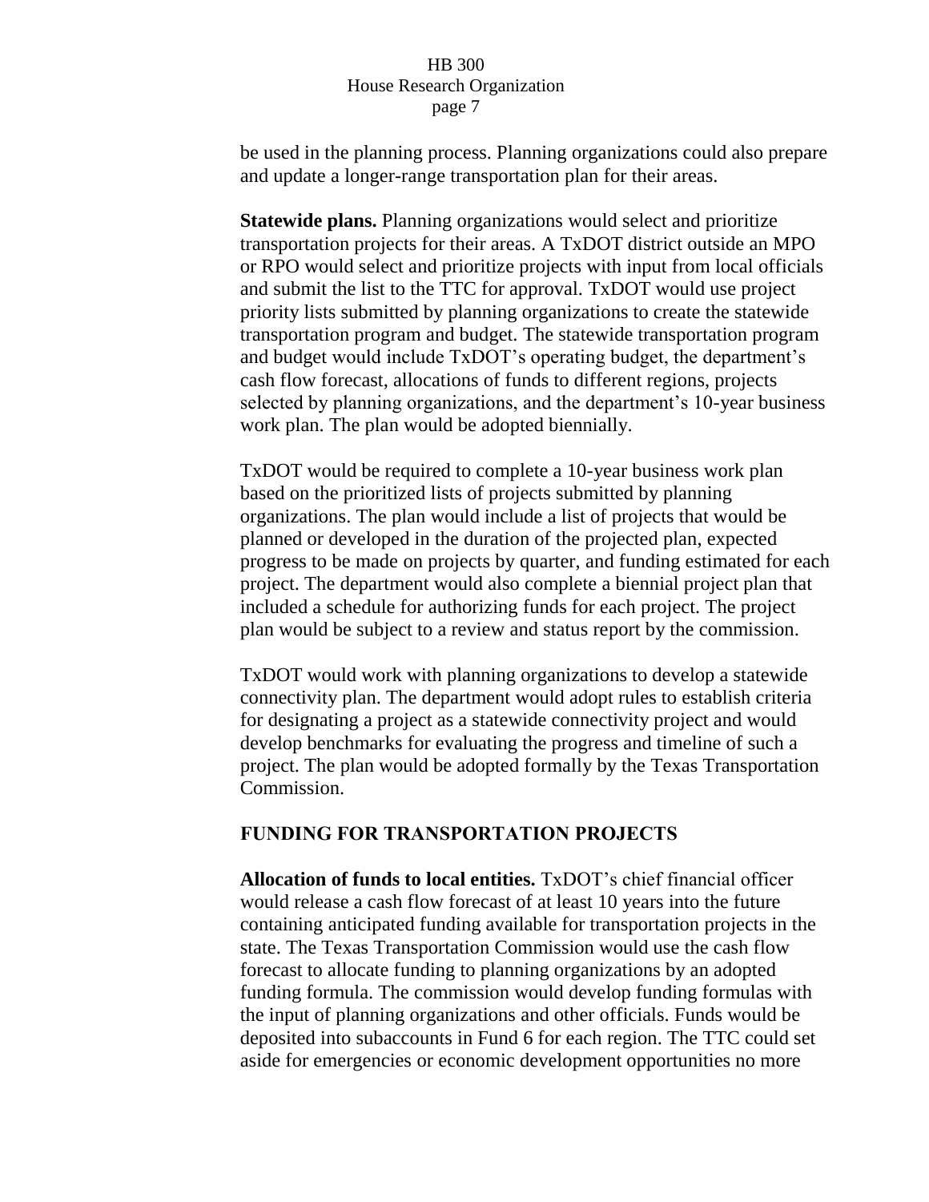be used in the planning process. Planning organizations could also prepare and update a longer-range transportation plan for their areas.

**Statewide plans.** Planning organizations would select and prioritize transportation projects for their areas. A TxDOT district outside an MPO or RPO would select and prioritize projects with input from local officials and submit the list to the TTC for approval. TxDOT would use project priority lists submitted by planning organizations to create the statewide transportation program and budget. The statewide transportation program and budget would include TxDOT's operating budget, the department's cash flow forecast, allocations of funds to different regions, projects selected by planning organizations, and the department's 10-year business work plan. The plan would be adopted biennially.

TxDOT would be required to complete a 10-year business work plan based on the prioritized lists of projects submitted by planning organizations. The plan would include a list of projects that would be planned or developed in the duration of the projected plan, expected progress to be made on projects by quarter, and funding estimated for each project. The department would also complete a biennial project plan that included a schedule for authorizing funds for each project. The project plan would be subject to a review and status report by the commission.

TxDOT would work with planning organizations to develop a statewide connectivity plan. The department would adopt rules to establish criteria for designating a project as a statewide connectivity project and would develop benchmarks for evaluating the progress and timeline of such a project. The plan would be adopted formally by the Texas Transportation Commission.

## FUNDING FOR TRANSPORTATION PROJECTS

**Allocation of funds to local entities.** TxDOT's chief financial officer would release a cash flow forecast of at least 10 years into the future containing anticipated funding available for transportation projects in the state. The Texas Transportation Commission would use the cash flow forecast to allocate funding to planning organizations by an adopted funding formula. The commission would develop funding formulas with the input of planning organizations and other officials. Funds would be deposited into subaccounts in Fund 6 for each region. The TTC could set aside for emergencies or economic development opportunities no more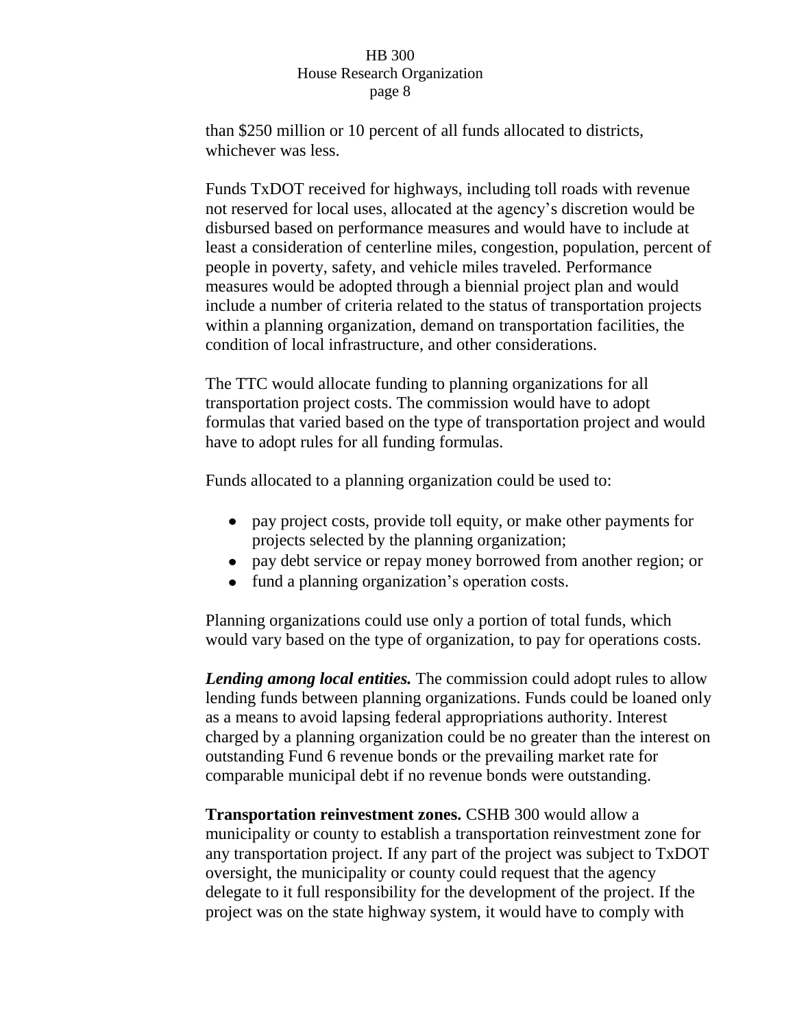than $250 million or 10 percent of all funds allocated to districts, whichever was less.

Funds TxDOT received for highways, including toll roads with revenue not reserved for local uses, allocated at the agency's discretion would be disbursed based on performance measures and would have to include at least a consideration of centerline miles, congestion, population, percent of people in poverty, safety, and vehicle miles traveled. Performance measures would be adopted through a biennial project plan and would include a number of criteria related to the status of transportation projects within a planning organization, demand on transportation facilities, the condition of local infrastructure, and other considerations.

The TTC would allocate funding to planning organizations for all transportation project costs. The commission would have to adopt formulas that varied based on the type of transportation project and would have to adopt rules for all funding formulas.

Funds allocated to a planning organization could be used to:

- pay project costs, provide toll equity, or make other payments for projects selected by the planning organization;
- pay debt service or repay money borrowed from another region; or
- fund a planning organization's operation costs.

Planning organizations could use only a portion of total funds, which would vary based on the type of organization, to pay for operations costs.

***Lending among local entities.*** The commission could adopt rules to allow lending funds between planning organizations. Funds could be loaned only as a means to avoid lapsing federal appropriations authority. Interest charged by a planning organization could be no greater than the interest on outstanding Fund 6 revenue bonds or the prevailing market rate for comparable municipal debt if no revenue bonds were outstanding.

**Transportation reinvestment zones.** CSHB 300 would allow a municipality or county to establish a transportation reinvestment zone for any transportation project. If any part of the project was subject to TxDOT oversight, the municipality or county could request that the agency delegate to it full responsibility for the development of the project. If the project was on the state highway system, it would have to comply with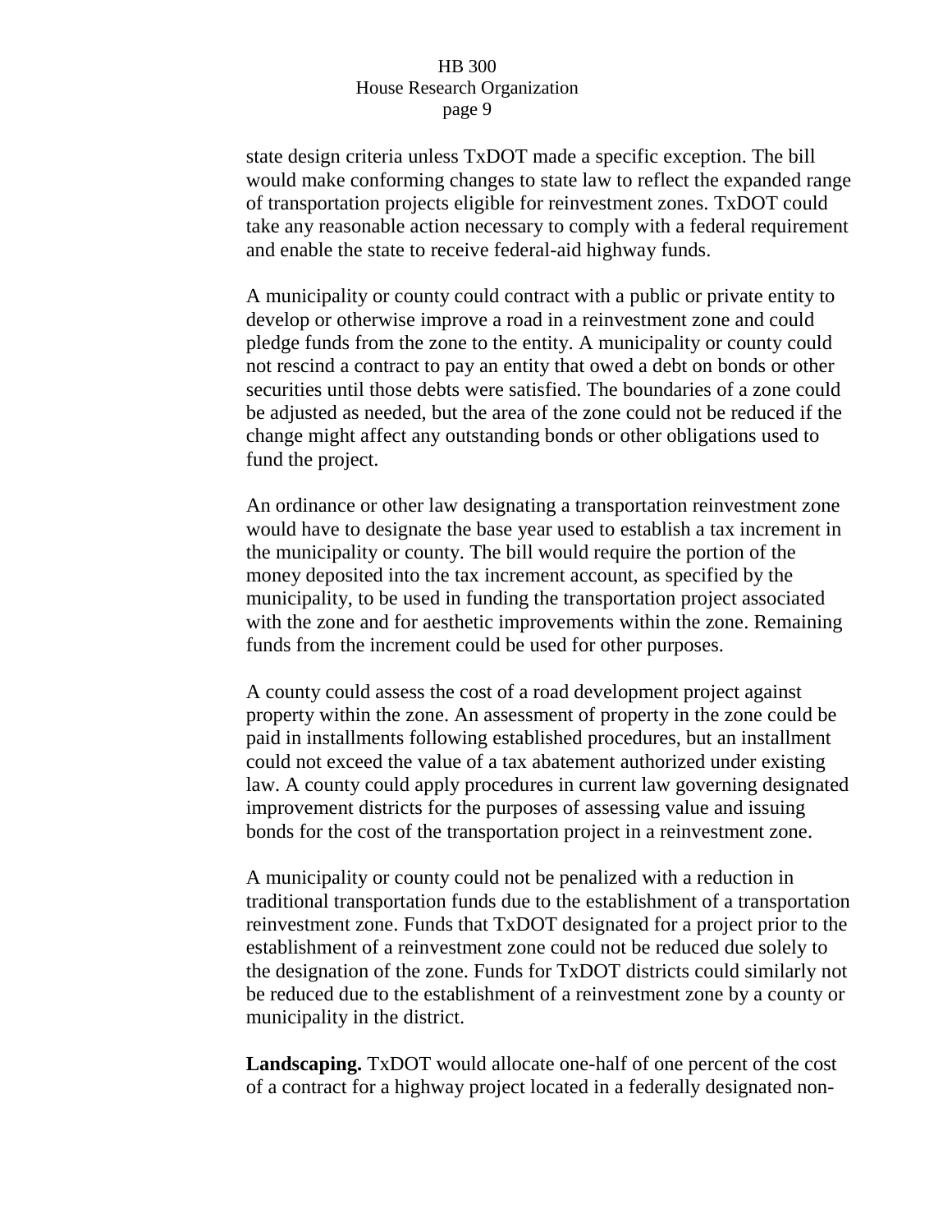state design criteria unless TxDOT made a specific exception. The bill would make conforming changes to state law to reflect the expanded range of transportation projects eligible for reinvestment zones. TxDOT could take any reasonable action necessary to comply with a federal requirement and enable the state to receive federal-aid highway funds.

A municipality or county could contract with a public or private entity to develop or otherwise improve a road in a reinvestment zone and could pledge funds from the zone to the entity. A municipality or county could not rescind a contract to pay an entity that owed a debt on bonds or other securities until those debts were satisfied. The boundaries of a zone could be adjusted as needed, but the area of the zone could not be reduced if the change might affect any outstanding bonds or other obligations used to fund the project.

An ordinance or other law designating a transportation reinvestment zone would have to designate the base year used to establish a tax increment in the municipality or county. The bill would require the portion of the money deposited into the tax increment account, as specified by the municipality, to be used in funding the transportation project associated with the zone and for aesthetic improvements within the zone. Remaining funds from the increment could be used for other purposes.

A county could assess the cost of a road development project against property within the zone. An assessment of property in the zone could be paid in installments following established procedures, but an installment could not exceed the value of a tax abatement authorized under existing law. A county could apply procedures in current law governing designated improvement districts for the purposes of assessing value and issuing bonds for the cost of the transportation project in a reinvestment zone.

A municipality or county could not be penalized with a reduction in traditional transportation funds due to the establishment of a transportation reinvestment zone. Funds that TxDOT designated for a project prior to the establishment of a reinvestment zone could not be reduced due solely to the designation of the zone. Funds for TxDOT districts could similarly not be reduced due to the establishment of a reinvestment zone by a county or municipality in the district.

**Landscaping.** TxDOT would allocate one-half of one percent of the cost of a contract for a highway project located in a federally designated non-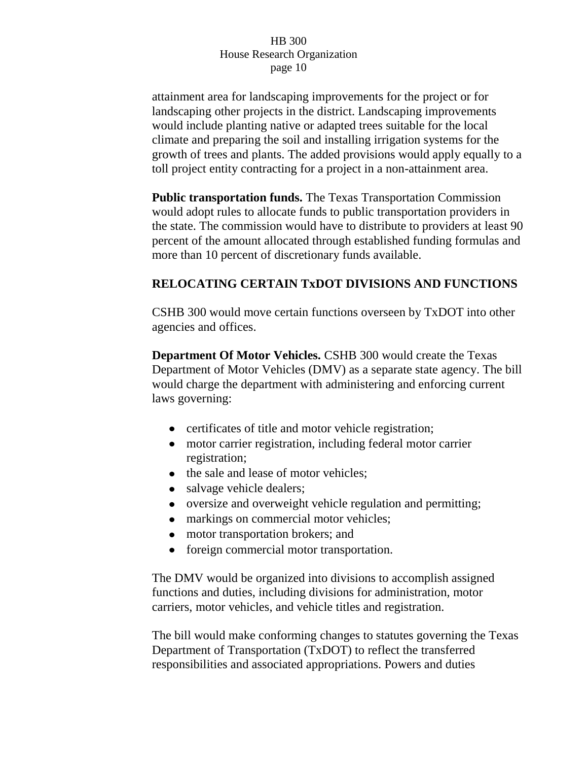attainment area for landscaping improvements for the project or for landscaping other projects in the district. Landscaping improvements would include planting native or adapted trees suitable for the local climate and preparing the soil and installing irrigation systems for the growth of trees and plants. The added provisions would apply equally to a toll project entity contracting for a project in a non-attainment area.

**Public transportation funds.** The Texas Transportation Commission would adopt rules to allocate funds to public transportation providers in the state. The commission would have to distribute to providers at least 90 percent of the amount allocated through established funding formulas and more than 10 percent of discretionary funds available.

## RELOCATING CERTAIN TxDOT DIVISIONS AND FUNCTIONS

CSHB 300 would move certain functions overseen by TxDOT into other agencies and offices.

**Department Of Motor Vehicles.** CSHB 300 would create the Texas Department of Motor Vehicles (DMV) as a separate state agency. The bill would charge the department with administering and enforcing current laws governing:

- certificates of title and motor vehicle registration;
- motor carrier registration, including federal motor carrier registration;
- the sale and lease of motor vehicles;
- salvage vehicle dealers;
- oversize and overweight vehicle regulation and permitting;
- markings on commercial motor vehicles;
- motor transportation brokers; and
- foreign commercial motor transportation.

The DMV would be organized into divisions to accomplish assigned functions and duties, including divisions for administration, motor carriers, motor vehicles, and vehicle titles and registration.

The bill would make conforming changes to statutes governing the Texas Department of Transportation (TxDOT) to reflect the transferred responsibilities and associated appropriations. Powers and duties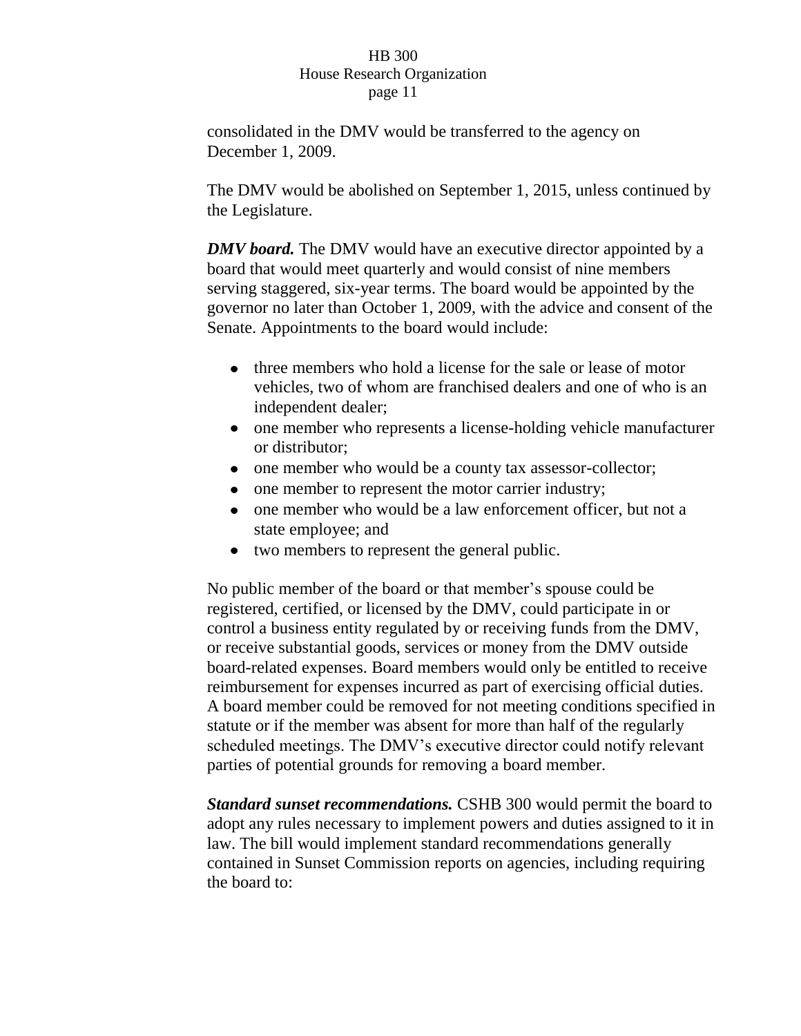consolidated in the DMV would be transferred to the agency on December 1, 2009.

The DMV would be abolished on September 1, 2015, unless continued by the Legislature.

***DMV board.*** The DMV would have an executive director appointed by a board that would meet quarterly and would consist of nine members serving staggered, six-year terms. The board would be appointed by the governor no later than October 1, 2009, with the advice and consent of the Senate. Appointments to the board would include:

- three members who hold a license for the sale or lease of motor vehicles, two of whom are franchised dealers and one of who is an independent dealer;
- one member who represents a license-holding vehicle manufacturer or distributor;
- one member who would be a county tax assessor-collector;
- one member to represent the motor carrier industry;
- one member who would be a law enforcement officer, but not a state employee; and
- two members to represent the general public.

No public member of the board or that member's spouse could be registered, certified, or licensed by the DMV, could participate in or control a business entity regulated by or receiving funds from the DMV, or receive substantial goods, services or money from the DMV outside board-related expenses. Board members would only be entitled to receive reimbursement for expenses incurred as part of exercising official duties. A board member could be removed for not meeting conditions specified in statute or if the member was absent for more than half of the regularly scheduled meetings. The DMV's executive director could notify relevant parties of potential grounds for removing a board member.

***Standard sunset recommendations.*** CSHB 300 would permit the board to adopt any rules necessary to implement powers and duties assigned to it in law. The bill would implement standard recommendations generally contained in Sunset Commission reports on agencies, including requiring the board to: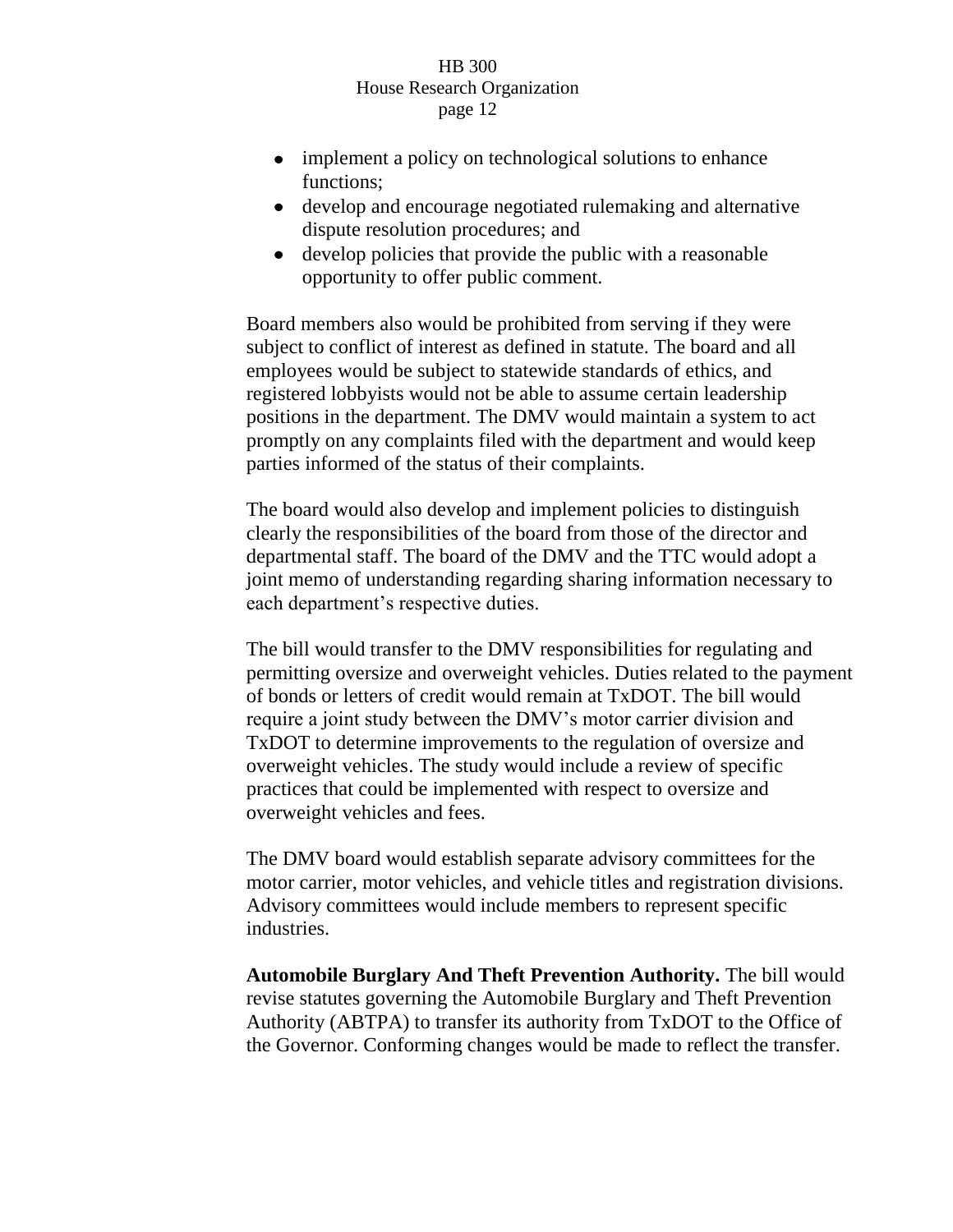- implement a policy on technological solutions to enhance functions;
- develop and encourage negotiated rulemaking and alternative dispute resolution procedures; and
- develop policies that provide the public with a reasonable opportunity to offer public comment.

Board members also would be prohibited from serving if they were subject to conflict of interest as defined in statute. The board and all employees would be subject to statewide standards of ethics, and registered lobbyists would not be able to assume certain leadership positions in the department. The DMV would maintain a system to act promptly on any complaints filed with the department and would keep parties informed of the status of their complaints.

The board would also develop and implement policies to distinguish clearly the responsibilities of the board from those of the director and departmental staff. The board of the DMV and the TTC would adopt a joint memo of understanding regarding sharing information necessary to each department's respective duties.

The bill would transfer to the DMV responsibilities for regulating and permitting oversize and overweight vehicles. Duties related to the payment of bonds or letters of credit would remain at TxDOT. The bill would require a joint study between the DMV's motor carrier division and TxDOT to determine improvements to the regulation of oversize and overweight vehicles. The study would include a review of specific practices that could be implemented with respect to oversize and overweight vehicles and fees.

The DMV board would establish separate advisory committees for the motor carrier, motor vehicles, and vehicle titles and registration divisions. Advisory committees would include members to represent specific industries.

**Automobile Burglary And Theft Prevention Authority.** The bill would revise statutes governing the Automobile Burglary and Theft Prevention Authority (ABTPA) to transfer its authority from TxDOT to the Office of the Governor. Conforming changes would be made to reflect the transfer.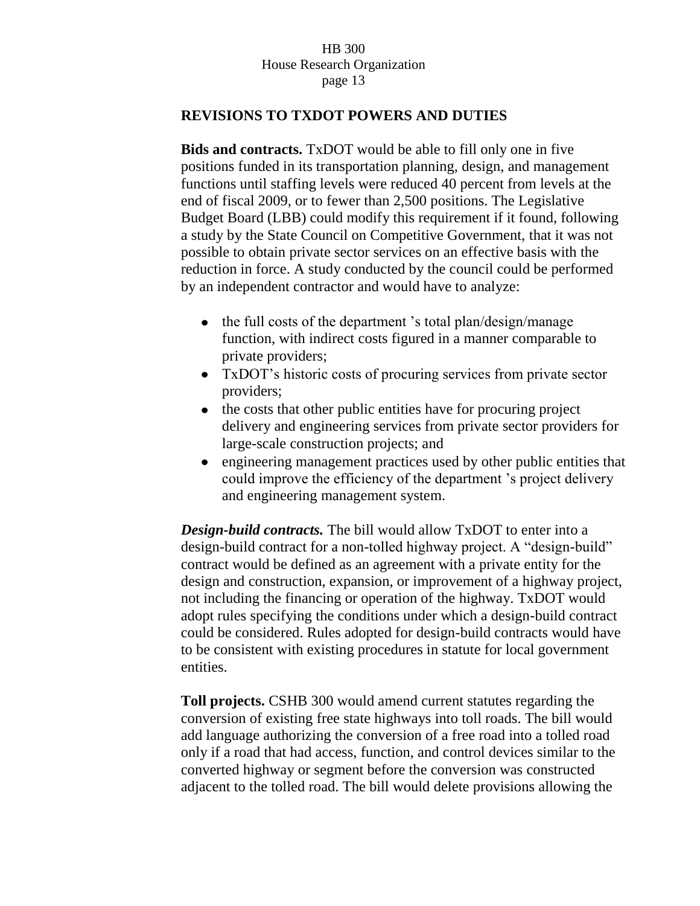## REVISIONS TO TXDOT POWERS AND DUTIES

**Bids and contracts.** TxDOT would be able to fill only one in five positions funded in its transportation planning, design, and management functions until staffing levels were reduced 40 percent from levels at the end of fiscal 2009, or to fewer than 2,500 positions. The Legislative Budget Board (LBB) could modify this requirement if it found, following a study by the State Council on Competitive Government, that it was not possible to obtain private sector services on an effective basis with the reduction in force. A study conducted by the council could be performed by an independent contractor and would have to analyze:

- the full costs of the department 's total plan/design/manage function, with indirect costs figured in a manner comparable to private providers;
- TxDOT's historic costs of procuring services from private sector providers;
- the costs that other public entities have for procuring project delivery and engineering services from private sector providers for large-scale construction projects; and
- engineering management practices used by other public entities that could improve the efficiency of the department 's project delivery and engineering management system.

***Design-build contracts.*** The bill would allow TxDOT to enter into a design-build contract for a non-tolled highway project. A "design-build" contract would be defined as an agreement with a private entity for the design and construction, expansion, or improvement of a highway project, not including the financing or operation of the highway. TxDOT would adopt rules specifying the conditions under which a design-build contract could be considered. Rules adopted for design-build contracts would have to be consistent with existing procedures in statute for local government entities.

**Toll projects.** CSHB 300 would amend current statutes regarding the conversion of existing free state highways into toll roads. The bill would add language authorizing the conversion of a free road into a tolled road only if a road that had access, function, and control devices similar to the converted highway or segment before the conversion was constructed adjacent to the tolled road. The bill would delete provisions allowing the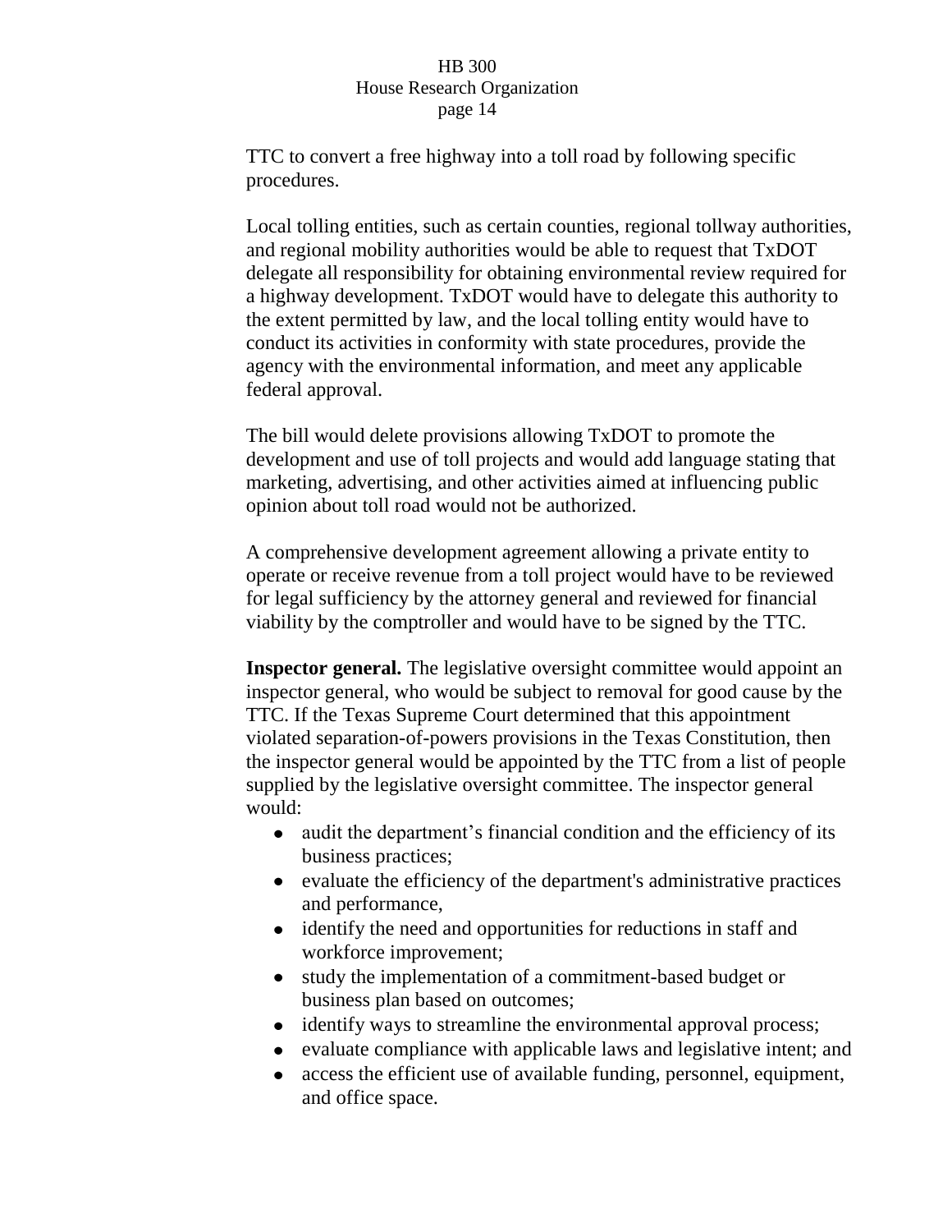TTC to convert a free highway into a toll road by following specific procedures.

Local tolling entities, such as certain counties, regional tollway authorities, and regional mobility authorities would be able to request that TxDOT delegate all responsibility for obtaining environmental review required for a highway development. TxDOT would have to delegate this authority to the extent permitted by law, and the local tolling entity would have to conduct its activities in conformity with state procedures, provide the agency with the environmental information, and meet any applicable federal approval.

The bill would delete provisions allowing TxDOT to promote the development and use of toll projects and would add language stating that marketing, advertising, and other activities aimed at influencing public opinion about toll road would not be authorized.

A comprehensive development agreement allowing a private entity to operate or receive revenue from a toll project would have to be reviewed for legal sufficiency by the attorney general and reviewed for financial viability by the comptroller and would have to be signed by the TTC.

**Inspector general.** The legislative oversight committee would appoint an inspector general, who would be subject to removal for good cause by the TTC. If the Texas Supreme Court determined that this appointment violated separation-of-powers provisions in the Texas Constitution, then the inspector general would be appointed by the TTC from a list of people supplied by the legislative oversight committee. The inspector general would:

- audit the department's financial condition and the efficiency of its business practices;
- evaluate the efficiency of the department's administrative practices and performance,
- identify the need and opportunities for reductions in staff and workforce improvement;
- study the implementation of a commitment-based budget or business plan based on outcomes;
- identify ways to streamline the environmental approval process;
- evaluate compliance with applicable laws and legislative intent; and
- access the efficient use of available funding, personnel, equipment, and office space.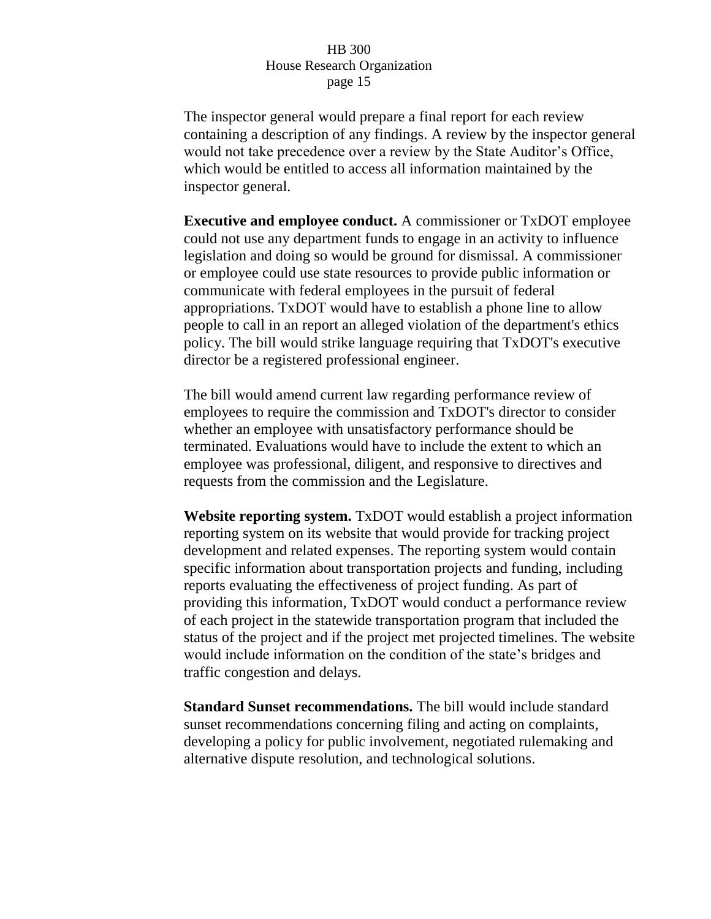The inspector general would prepare a final report for each review containing a description of any findings. A review by the inspector general would not take precedence over a review by the State Auditor's Office, which would be entitled to access all information maintained by the inspector general.

**Executive and employee conduct.** A commissioner or TxDOT employee could not use any department funds to engage in an activity to influence legislation and doing so would be ground for dismissal. A commissioner or employee could use state resources to provide public information or communicate with federal employees in the pursuit of federal appropriations. TxDOT would have to establish a phone line to allow people to call in an report an alleged violation of the department's ethics policy. The bill would strike language requiring that TxDOT's executive director be a registered professional engineer.

The bill would amend current law regarding performance review of employees to require the commission and TxDOT's director to consider whether an employee with unsatisfactory performance should be terminated. Evaluations would have to include the extent to which an employee was professional, diligent, and responsive to directives and requests from the commission and the Legislature.

**Website reporting system.** TxDOT would establish a project information reporting system on its website that would provide for tracking project development and related expenses. The reporting system would contain specific information about transportation projects and funding, including reports evaluating the effectiveness of project funding. As part of providing this information, TxDOT would conduct a performance review of each project in the statewide transportation program that included the status of the project and if the project met projected timelines. The website would include information on the condition of the state's bridges and traffic congestion and delays.

**Standard Sunset recommendations.** The bill would include standard sunset recommendations concerning filing and acting on complaints, developing a policy for public involvement, negotiated rulemaking and alternative dispute resolution, and technological solutions.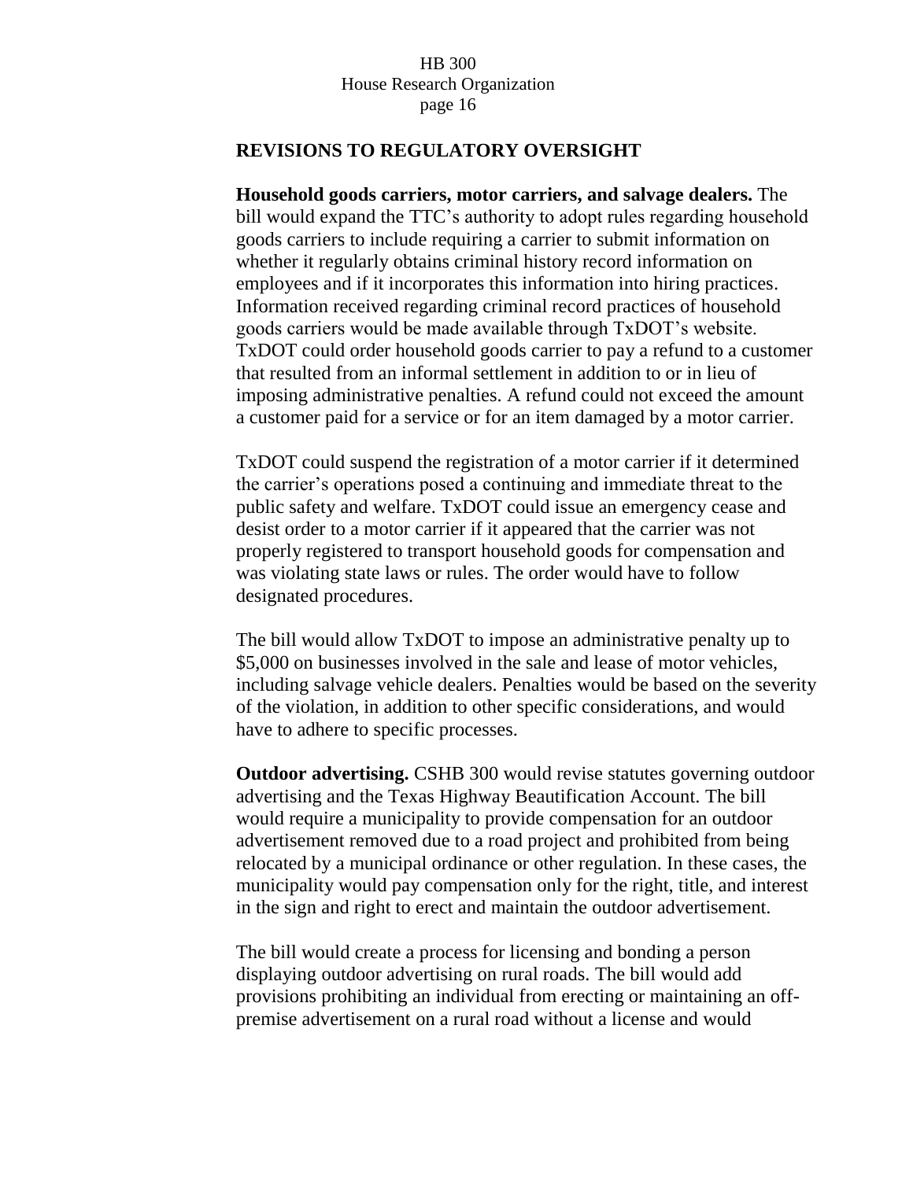## REVISIONS TO REGULATORY OVERSIGHT

**Household goods carriers, motor carriers, and salvage dealers.** The bill would expand the TTC's authority to adopt rules regarding household goods carriers to include requiring a carrier to submit information on whether it regularly obtains criminal history record information on employees and if it incorporates this information into hiring practices. Information received regarding criminal record practices of household goods carriers would be made available through TxDOT's website. TxDOT could order household goods carrier to pay a refund to a customer that resulted from an informal settlement in addition to or in lieu of imposing administrative penalties. A refund could not exceed the amount a customer paid for a service or for an item damaged by a motor carrier.

TxDOT could suspend the registration of a motor carrier if it determined the carrier's operations posed a continuing and immediate threat to the public safety and welfare. TxDOT could issue an emergency cease and desist order to a motor carrier if it appeared that the carrier was not properly registered to transport household goods for compensation and was violating state laws or rules. The order would have to follow designated procedures.

The bill would allow TxDOT to impose an administrative penalty up to $5,000 on businesses involved in the sale and lease of motor vehicles, including salvage vehicle dealers. Penalties would be based on the severity of the violation, in addition to other specific considerations, and would have to adhere to specific processes.

**Outdoor advertising.** CSHB 300 would revise statutes governing outdoor advertising and the Texas Highway Beautification Account. The bill would require a municipality to provide compensation for an outdoor advertisement removed due to a road project and prohibited from being relocated by a municipal ordinance or other regulation. In these cases, the municipality would pay compensation only for the right, title, and interest in the sign and right to erect and maintain the outdoor advertisement.

The bill would create a process for licensing and bonding a person displaying outdoor advertising on rural roads. The bill would add provisions prohibiting an individual from erecting or maintaining an off-premise advertisement on a rural road without a license and would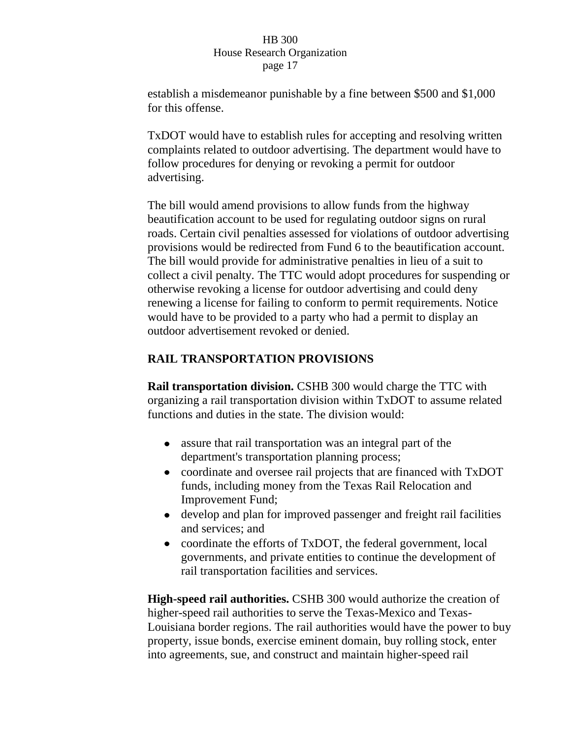establish a misdemeanor punishable by a fine between $500 and $1,000 for this offense.

TxDOT would have to establish rules for accepting and resolving written complaints related to outdoor advertising. The department would have to follow procedures for denying or revoking a permit for outdoor advertising.

The bill would amend provisions to allow funds from the highway beautification account to be used for regulating outdoor signs on rural roads. Certain civil penalties assessed for violations of outdoor advertising provisions would be redirected from Fund 6 to the beautification account. The bill would provide for administrative penalties in lieu of a suit to collect a civil penalty. The TTC would adopt procedures for suspending or otherwise revoking a license for outdoor advertising and could deny renewing a license for failing to conform to permit requirements. Notice would have to be provided to a party who had a permit to display an outdoor advertisement revoked or denied.

## RAIL TRANSPORTATION PROVISIONS

**Rail transportation division.** CSHB 300 would charge the TTC with organizing a rail transportation division within TxDOT to assume related functions and duties in the state. The division would:

- assure that rail transportation was an integral part of the department's transportation planning process;
- coordinate and oversee rail projects that are financed with TxDOT funds, including money from the Texas Rail Relocation and Improvement Fund;
- develop and plan for improved passenger and freight rail facilities and services; and
- coordinate the efforts of TxDOT, the federal government, local governments, and private entities to continue the development of rail transportation facilities and services.

**High-speed rail authorities.** CSHB 300 would authorize the creation of higher-speed rail authorities to serve the Texas-Mexico and Texas-Louisiana border regions. The rail authorities would have the power to buy property, issue bonds, exercise eminent domain, buy rolling stock, enter into agreements, sue, and construct and maintain higher-speed rail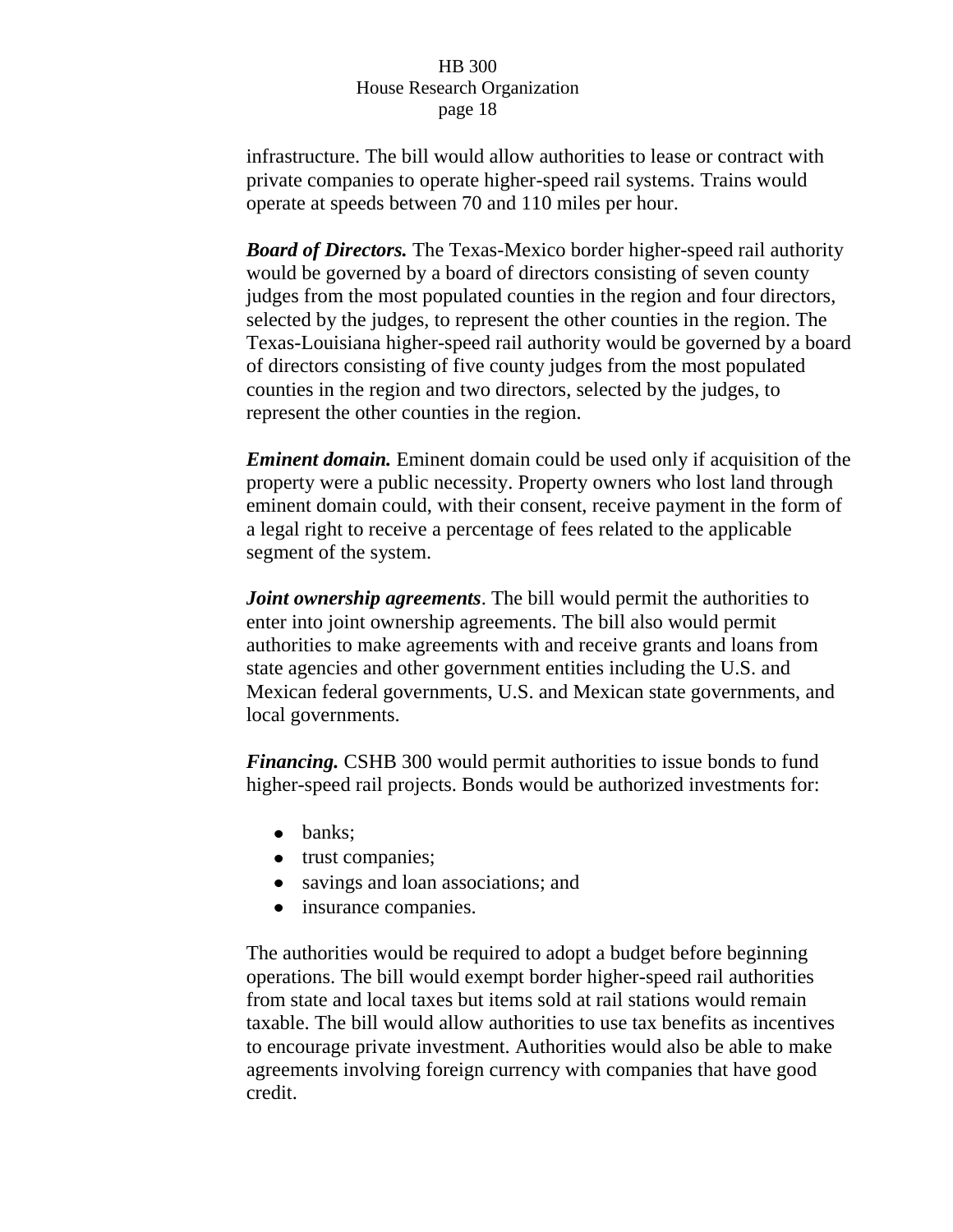infrastructure. The bill would allow authorities to lease or contract with private companies to operate higher-speed rail systems. Trains would operate at speeds between 70 and 110 miles per hour.

***Board of Directors.*** The Texas-Mexico border higher-speed rail authority would be governed by a board of directors consisting of seven county judges from the most populated counties in the region and four directors, selected by the judges, to represent the other counties in the region. The Texas-Louisiana higher-speed rail authority would be governed by a board of directors consisting of five county judges from the most populated counties in the region and two directors, selected by the judges, to represent the other counties in the region.

***Eminent domain.*** Eminent domain could be used only if acquisition of the property were a public necessity. Property owners who lost land through eminent domain could, with their consent, receive payment in the form of a legal right to receive a percentage of fees related to the applicable segment of the system.

***Joint ownership agreements***. The bill would permit the authorities to enter into joint ownership agreements. The bill also would permit authorities to make agreements with and receive grants and loans from state agencies and other government entities including the U.S. and Mexican federal governments, U.S. and Mexican state governments, and local governments.

***Financing.*** CSHB 300 would permit authorities to issue bonds to fund higher-speed rail projects. Bonds would be authorized investments for:

- banks;
- trust companies;
- savings and loan associations; and
- insurance companies.

The authorities would be required to adopt a budget before beginning operations. The bill would exempt border higher-speed rail authorities from state and local taxes but items sold at rail stations would remain taxable. The bill would allow authorities to use tax benefits as incentives to encourage private investment. Authorities would also be able to make agreements involving foreign currency with companies that have good credit.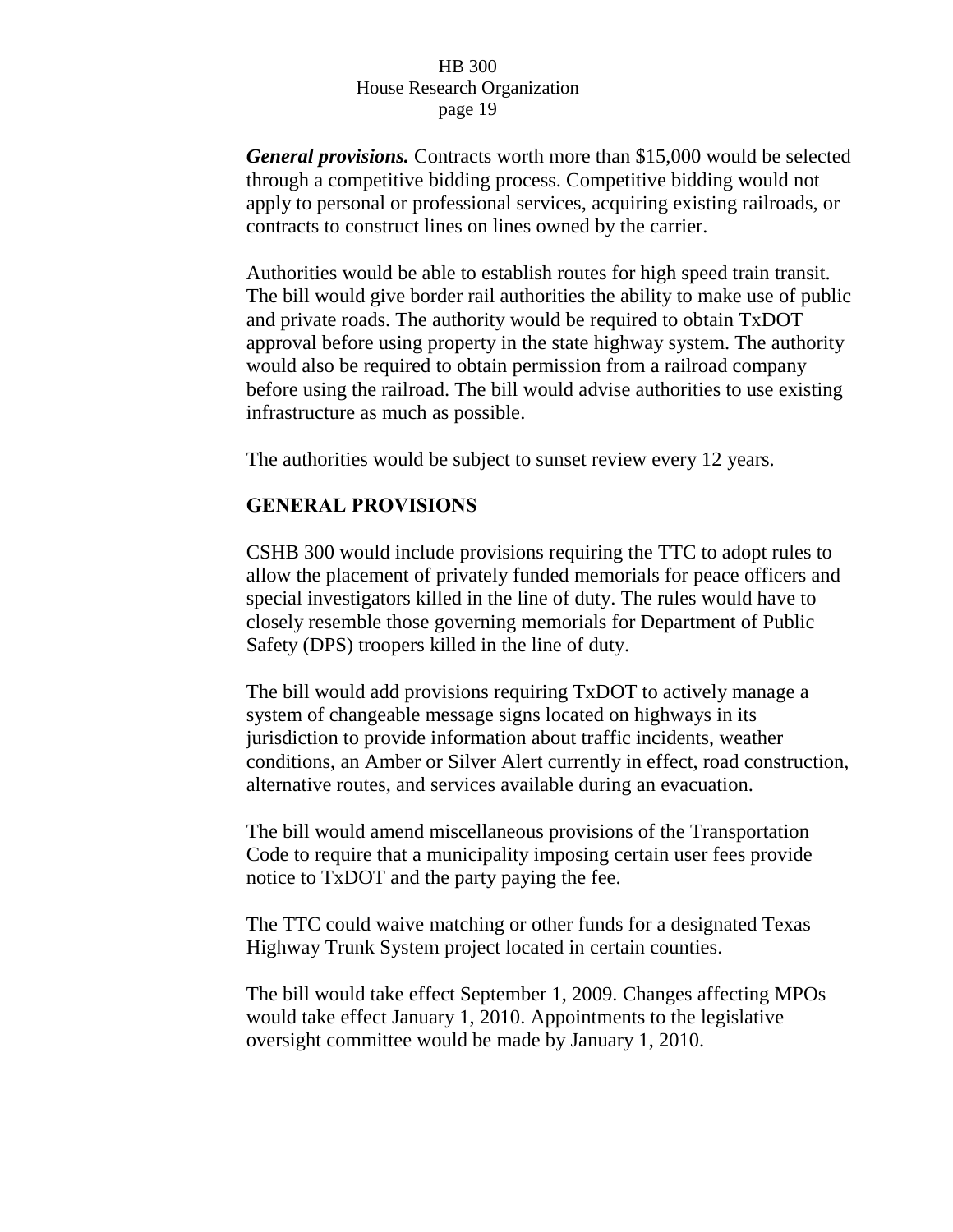***General provisions.*** Contracts worth more than $15,000 would be selected through a competitive bidding process. Competitive bidding would not apply to personal or professional services, acquiring existing railroads, or contracts to construct lines on lines owned by the carrier.

Authorities would be able to establish routes for high speed train transit. The bill would give border rail authorities the ability to make use of public and private roads. The authority would be required to obtain TxDOT approval before using property in the state highway system. The authority would also be required to obtain permission from a railroad company before using the railroad. The bill would advise authorities to use existing infrastructure as much as possible.

The authorities would be subject to sunset review every 12 years.

## GENERAL PROVISIONS

CSHB 300 would include provisions requiring the TTC to adopt rules to allow the placement of privately funded memorials for peace officers and special investigators killed in the line of duty. The rules would have to closely resemble those governing memorials for Department of Public Safety (DPS) troopers killed in the line of duty.

The bill would add provisions requiring TxDOT to actively manage a system of changeable message signs located on highways in its jurisdiction to provide information about traffic incidents, weather conditions, an Amber or Silver Alert currently in effect, road construction, alternative routes, and services available during an evacuation.

The bill would amend miscellaneous provisions of the Transportation Code to require that a municipality imposing certain user fees provide notice to TxDOT and the party paying the fee.

The TTC could waive matching or other funds for a designated Texas Highway Trunk System project located in certain counties.

The bill would take effect September 1, 2009. Changes affecting MPOs would take effect January 1, 2010. Appointments to the legislative oversight committee would be made by January 1, 2010.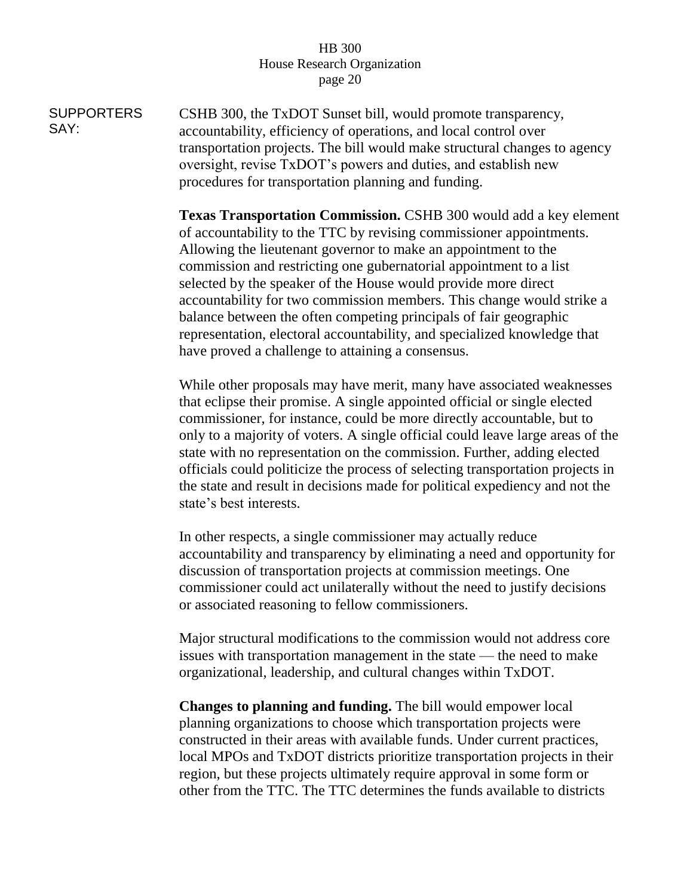**SUPPORTERS SAY:**

CSHB 300, the TxDOT Sunset bill, would promote transparency, accountability, efficiency of operations, and local control over transportation projects. The bill would make structural changes to agency oversight, revise TxDOT's powers and duties, and establish new procedures for transportation planning and funding.

**Texas Transportation Commission.** CSHB 300 would add a key element of accountability to the TTC by revising commissioner appointments. Allowing the lieutenant governor to make an appointment to the commission and restricting one gubernatorial appointment to a list selected by the speaker of the House would provide more direct accountability for two commission members. This change would strike a balance between the often competing principals of fair geographic representation, electoral accountability, and specialized knowledge that have proved a challenge to attaining a consensus.

While other proposals may have merit, many have associated weaknesses that eclipse their promise. A single appointed official or single elected commissioner, for instance, could be more directly accountable, but to only to a majority of voters. A single official could leave large areas of the state with no representation on the commission. Further, adding elected officials could politicize the process of selecting transportation projects in the state and result in decisions made for political expediency and not the state's best interests.

In other respects, a single commissioner may actually reduce accountability and transparency by eliminating a need and opportunity for discussion of transportation projects at commission meetings. One commissioner could act unilaterally without the need to justify decisions or associated reasoning to fellow commissioners.

Major structural modifications to the commission would not address core issues with transportation management in the state — the need to make organizational, leadership, and cultural changes within TxDOT.

**Changes to planning and funding.** The bill would empower local planning organizations to choose which transportation projects were constructed in their areas with available funds. Under current practices, local MPOs and TxDOT districts prioritize transportation projects in their region, but these projects ultimately require approval in some form or other from the TTC. The TTC determines the funds available to districts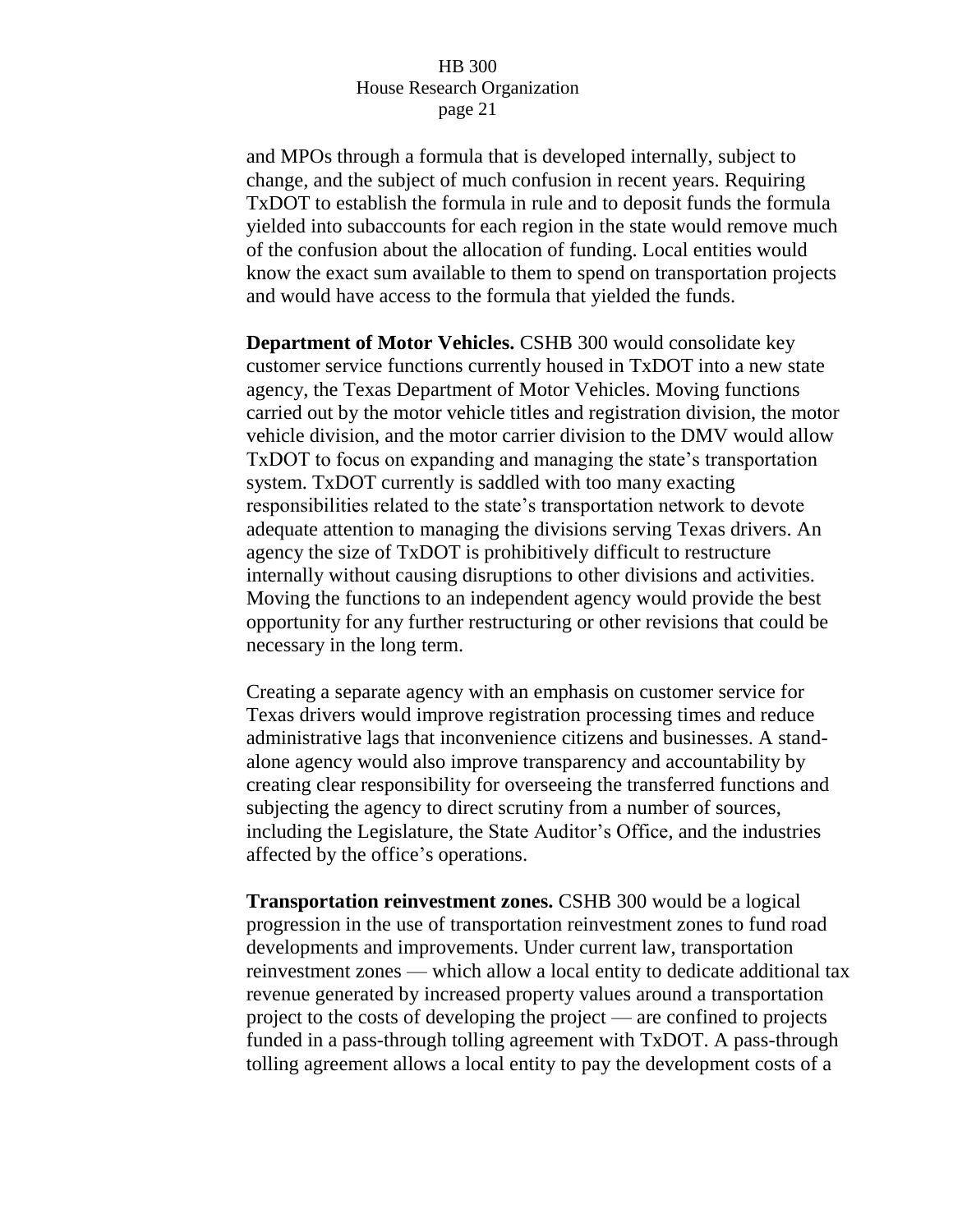and MPOs through a formula that is developed internally, subject to change, and the subject of much confusion in recent years. Requiring TxDOT to establish the formula in rule and to deposit funds the formula yielded into subaccounts for each region in the state would remove much of the confusion about the allocation of funding. Local entities would know the exact sum available to them to spend on transportation projects and would have access to the formula that yielded the funds.

**Department of Motor Vehicles.** CSHB 300 would consolidate key customer service functions currently housed in TxDOT into a new state agency, the Texas Department of Motor Vehicles. Moving functions carried out by the motor vehicle titles and registration division, the motor vehicle division, and the motor carrier division to the DMV would allow TxDOT to focus on expanding and managing the state's transportation system. TxDOT currently is saddled with too many exacting responsibilities related to the state's transportation network to devote adequate attention to managing the divisions serving Texas drivers. An agency the size of TxDOT is prohibitively difficult to restructure internally without causing disruptions to other divisions and activities. Moving the functions to an independent agency would provide the best opportunity for any further restructuring or other revisions that could be necessary in the long term.

Creating a separate agency with an emphasis on customer service for Texas drivers would improve registration processing times and reduce administrative lags that inconvenience citizens and businesses. A stand-alone agency would also improve transparency and accountability by creating clear responsibility for overseeing the transferred functions and subjecting the agency to direct scrutiny from a number of sources, including the Legislature, the State Auditor's Office, and the industries affected by the office's operations.

**Transportation reinvestment zones.** CSHB 300 would be a logical progression in the use of transportation reinvestment zones to fund road developments and improvements. Under current law, transportation reinvestment zones — which allow a local entity to dedicate additional tax revenue generated by increased property values around a transportation project to the costs of developing the project — are confined to projects funded in a pass-through tolling agreement with TxDOT. A pass-through tolling agreement allows a local entity to pay the development costs of a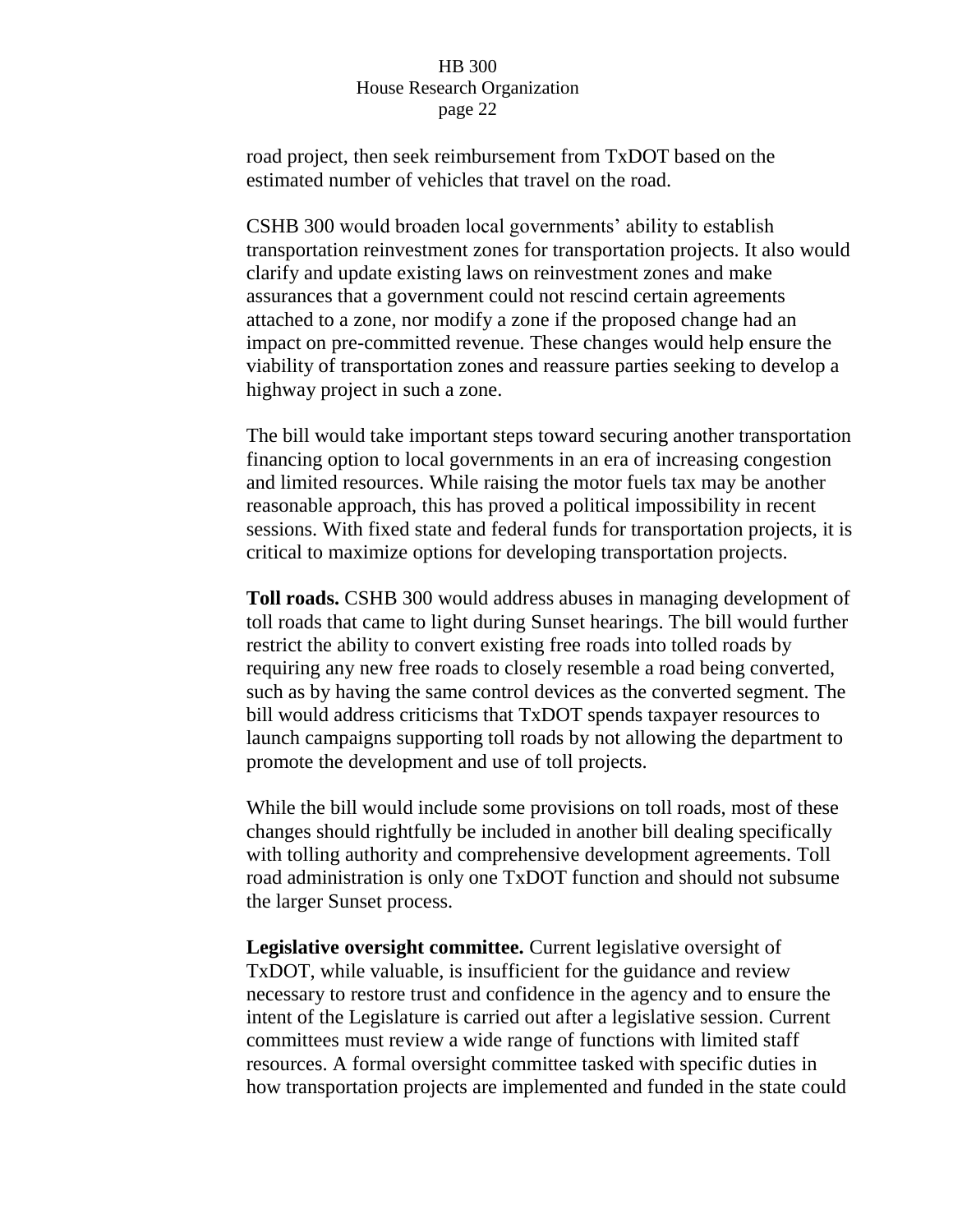road project, then seek reimbursement from TxDOT based on the estimated number of vehicles that travel on the road.

CSHB 300 would broaden local governments' ability to establish transportation reinvestment zones for transportation projects. It also would clarify and update existing laws on reinvestment zones and make assurances that a government could not rescind certain agreements attached to a zone, nor modify a zone if the proposed change had an impact on pre-committed revenue. These changes would help ensure the viability of transportation zones and reassure parties seeking to develop a highway project in such a zone.

The bill would take important steps toward securing another transportation financing option to local governments in an era of increasing congestion and limited resources. While raising the motor fuels tax may be another reasonable approach, this has proved a political impossibility in recent sessions. With fixed state and federal funds for transportation projects, it is critical to maximize options for developing transportation projects.

**Toll roads.** CSHB 300 would address abuses in managing development of toll roads that came to light during Sunset hearings. The bill would further restrict the ability to convert existing free roads into tolled roads by requiring any new free roads to closely resemble a road being converted, such as by having the same control devices as the converted segment. The bill would address criticisms that TxDOT spends taxpayer resources to launch campaigns supporting toll roads by not allowing the department to promote the development and use of toll projects.

While the bill would include some provisions on toll roads, most of these changes should rightfully be included in another bill dealing specifically with tolling authority and comprehensive development agreements. Toll road administration is only one TxDOT function and should not subsume the larger Sunset process.

**Legislative oversight committee.** Current legislative oversight of TxDOT, while valuable, is insufficient for the guidance and review necessary to restore trust and confidence in the agency and to ensure the intent of the Legislature is carried out after a legislative session. Current committees must review a wide range of functions with limited staff resources. A formal oversight committee tasked with specific duties in how transportation projects are implemented and funded in the state could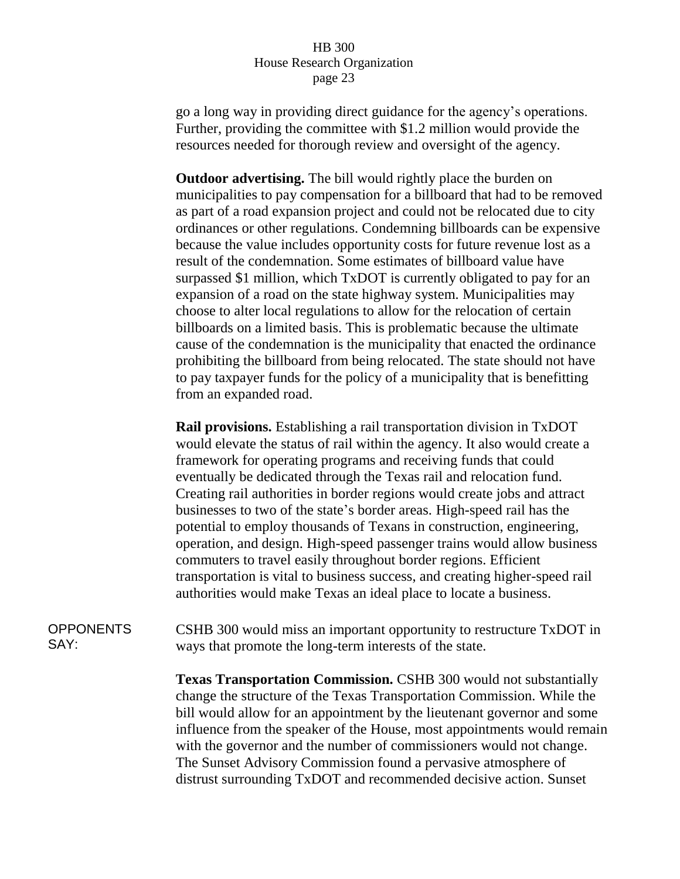go a long way in providing direct guidance for the agency's operations. Further, providing the committee with $1.2 million would provide the resources needed for thorough review and oversight of the agency.

**Outdoor advertising.** The bill would rightly place the burden on municipalities to pay compensation for a billboard that had to be removed as part of a road expansion project and could not be relocated due to city ordinances or other regulations. Condemning billboards can be expensive because the value includes opportunity costs for future revenue lost as a result of the condemnation. Some estimates of billboard value have surpassed $1 million, which TxDOT is currently obligated to pay for an expansion of a road on the state highway system. Municipalities may choose to alter local regulations to allow for the relocation of certain billboards on a limited basis. This is problematic because the ultimate cause of the condemnation is the municipality that enacted the ordinance prohibiting the billboard from being relocated. The state should not have to pay taxpayer funds for the policy of a municipality that is benefitting from an expanded road.

**Rail provisions.** Establishing a rail transportation division in TxDOT would elevate the status of rail within the agency. It also would create a framework for operating programs and receiving funds that could eventually be dedicated through the Texas rail and relocation fund. Creating rail authorities in border regions would create jobs and attract businesses to two of the state's border areas. High-speed rail has the potential to employ thousands of Texans in construction, engineering, operation, and design. High-speed passenger trains would allow business commuters to travel easily throughout border regions. Efficient transportation is vital to business success, and creating higher-speed rail authorities would make Texas an ideal place to locate a business.

OPPONENTS SAY:

CSHB 300 would miss an important opportunity to restructure TxDOT in ways that promote the long-term interests of the state.

**Texas Transportation Commission.** CSHB 300 would not substantially change the structure of the Texas Transportation Commission. While the bill would allow for an appointment by the lieutenant governor and some influence from the speaker of the House, most appointments would remain with the governor and the number of commissioners would not change. The Sunset Advisory Commission found a pervasive atmosphere of distrust surrounding TxDOT and recommended decisive action. Sunset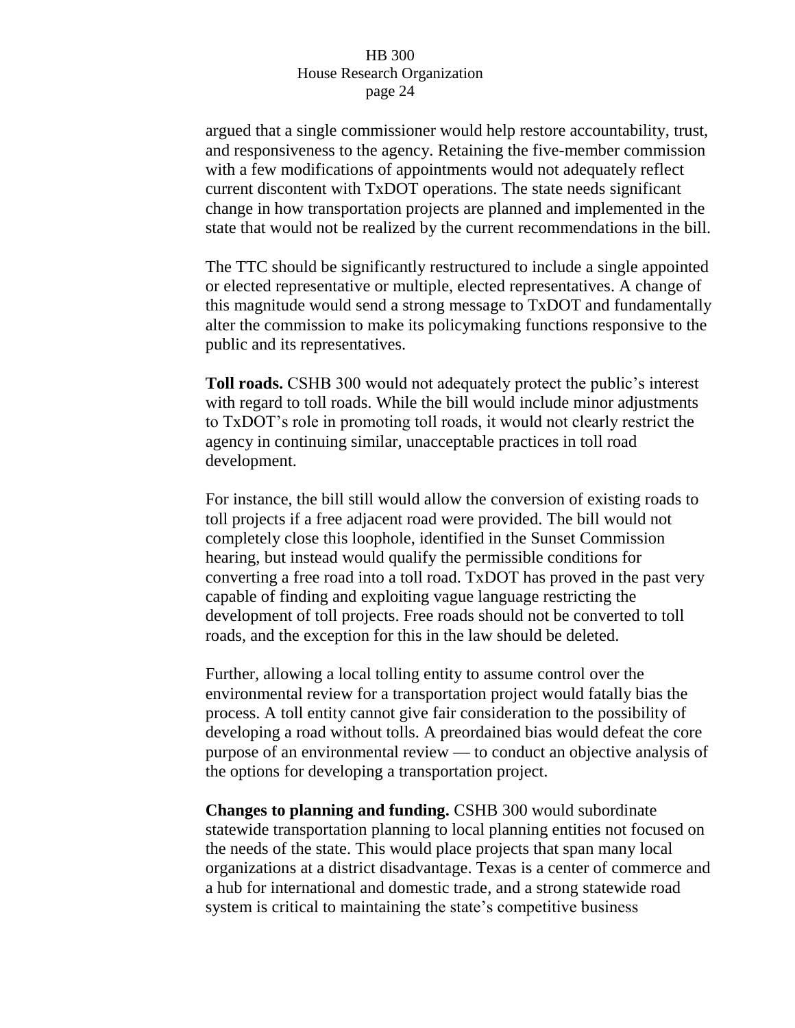argued that a single commissioner would help restore accountability, trust, and responsiveness to the agency. Retaining the five-member commission with a few modifications of appointments would not adequately reflect current discontent with TxDOT operations. The state needs significant change in how transportation projects are planned and implemented in the state that would not be realized by the current recommendations in the bill.

The TTC should be significantly restructured to include a single appointed or elected representative or multiple, elected representatives. A change of this magnitude would send a strong message to TxDOT and fundamentally alter the commission to make its policymaking functions responsive to the public and its representatives.

**Toll roads.** CSHB 300 would not adequately protect the public's interest with regard to toll roads. While the bill would include minor adjustments to TxDOT's role in promoting toll roads, it would not clearly restrict the agency in continuing similar, unacceptable practices in toll road development.

For instance, the bill still would allow the conversion of existing roads to toll projects if a free adjacent road were provided. The bill would not completely close this loophole, identified in the Sunset Commission hearing, but instead would qualify the permissible conditions for converting a free road into a toll road. TxDOT has proved in the past very capable of finding and exploiting vague language restricting the development of toll projects. Free roads should not be converted to toll roads, and the exception for this in the law should be deleted.

Further, allowing a local tolling entity to assume control over the environmental review for a transportation project would fatally bias the process. A toll entity cannot give fair consideration to the possibility of developing a road without tolls. A preordained bias would defeat the core purpose of an environmental review — to conduct an objective analysis of the options for developing a transportation project.

**Changes to planning and funding.** CSHB 300 would subordinate statewide transportation planning to local planning entities not focused on the needs of the state. This would place projects that span many local organizations at a district disadvantage. Texas is a center of commerce and a hub for international and domestic trade, and a strong statewide road system is critical to maintaining the state's competitive business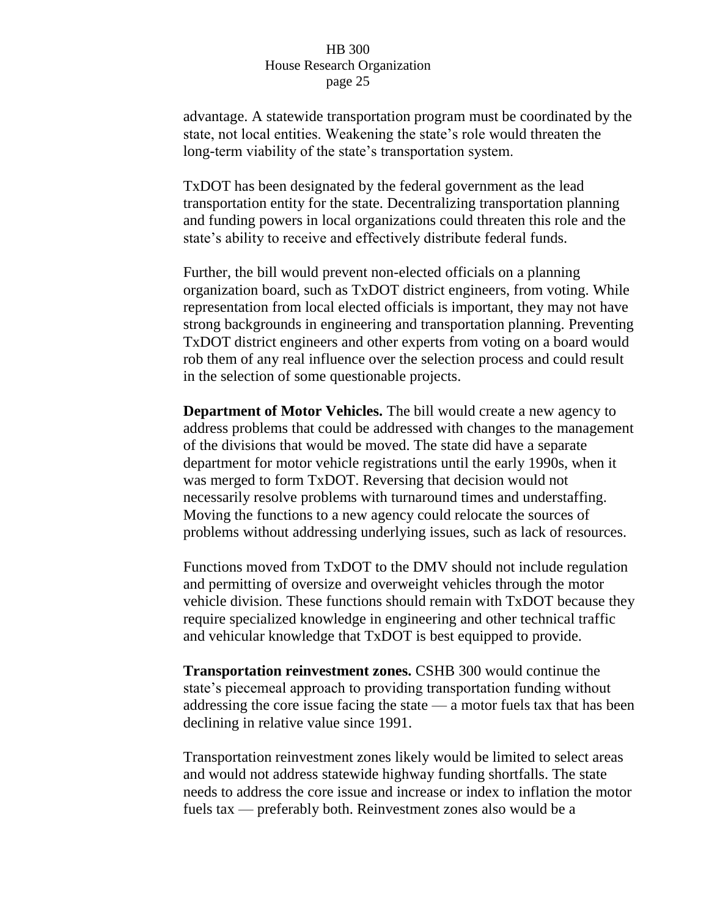advantage. A statewide transportation program must be coordinated by the state, not local entities. Weakening the state's role would threaten the long-term viability of the state's transportation system.

TxDOT has been designated by the federal government as the lead transportation entity for the state. Decentralizing transportation planning and funding powers in local organizations could threaten this role and the state's ability to receive and effectively distribute federal funds.

Further, the bill would prevent non-elected officials on a planning organization board, such as TxDOT district engineers, from voting. While representation from local elected officials is important, they may not have strong backgrounds in engineering and transportation planning. Preventing TxDOT district engineers and other experts from voting on a board would rob them of any real influence over the selection process and could result in the selection of some questionable projects.

**Department of Motor Vehicles.** The bill would create a new agency to address problems that could be addressed with changes to the management of the divisions that would be moved. The state did have a separate department for motor vehicle registrations until the early 1990s, when it was merged to form TxDOT. Reversing that decision would not necessarily resolve problems with turnaround times and understaffing. Moving the functions to a new agency could relocate the sources of problems without addressing underlying issues, such as lack of resources.

Functions moved from TxDOT to the DMV should not include regulation and permitting of oversize and overweight vehicles through the motor vehicle division. These functions should remain with TxDOT because they require specialized knowledge in engineering and other technical traffic and vehicular knowledge that TxDOT is best equipped to provide.

**Transportation reinvestment zones.** CSHB 300 would continue the state's piecemeal approach to providing transportation funding without addressing the core issue facing the state — a motor fuels tax that has been declining in relative value since 1991.

Transportation reinvestment zones likely would be limited to select areas and would not address statewide highway funding shortfalls. The state needs to address the core issue and increase or index to inflation the motor fuels tax — preferably both. Reinvestment zones also would be a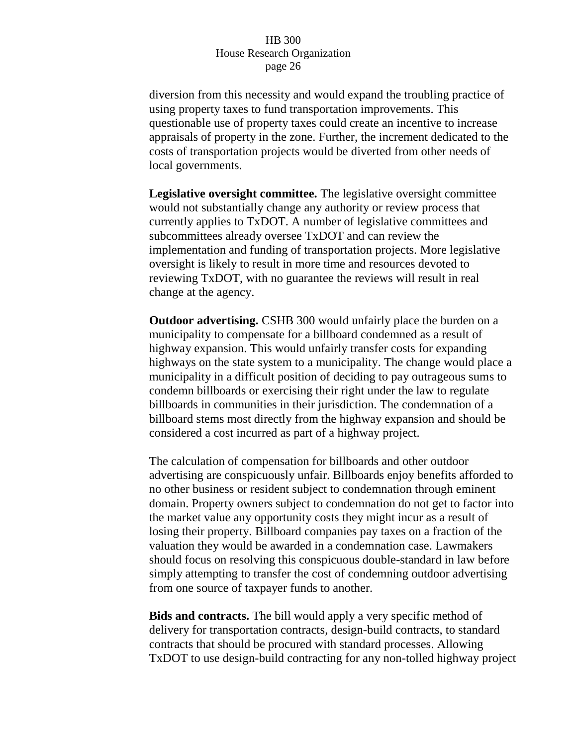diversion from this necessity and would expand the troubling practice of using property taxes to fund transportation improvements. This questionable use of property taxes could create an incentive to increase appraisals of property in the zone. Further, the increment dedicated to the costs of transportation projects would be diverted from other needs of local governments.

**Legislative oversight committee.** The legislative oversight committee would not substantially change any authority or review process that currently applies to TxDOT. A number of legislative committees and subcommittees already oversee TxDOT and can review the implementation and funding of transportation projects. More legislative oversight is likely to result in more time and resources devoted to reviewing TxDOT, with no guarantee the reviews will result in real change at the agency.

**Outdoor advertising.** CSHB 300 would unfairly place the burden on a municipality to compensate for a billboard condemned as a result of highway expansion. This would unfairly transfer costs for expanding highways on the state system to a municipality. The change would place a municipality in a difficult position of deciding to pay outrageous sums to condemn billboards or exercising their right under the law to regulate billboards in communities in their jurisdiction. The condemnation of a billboard stems most directly from the highway expansion and should be considered a cost incurred as part of a highway project.

The calculation of compensation for billboards and other outdoor advertising are conspicuously unfair. Billboards enjoy benefits afforded to no other business or resident subject to condemnation through eminent domain. Property owners subject to condemnation do not get to factor into the market value any opportunity costs they might incur as a result of losing their property. Billboard companies pay taxes on a fraction of the valuation they would be awarded in a condemnation case. Lawmakers should focus on resolving this conspicuous double-standard in law before simply attempting to transfer the cost of condemning outdoor advertising from one source of taxpayer funds to another.

**Bids and contracts.** The bill would apply a very specific method of delivery for transportation contracts, design-build contracts, to standard contracts that should be procured with standard processes. Allowing TxDOT to use design-build contracting for any non-tolled highway project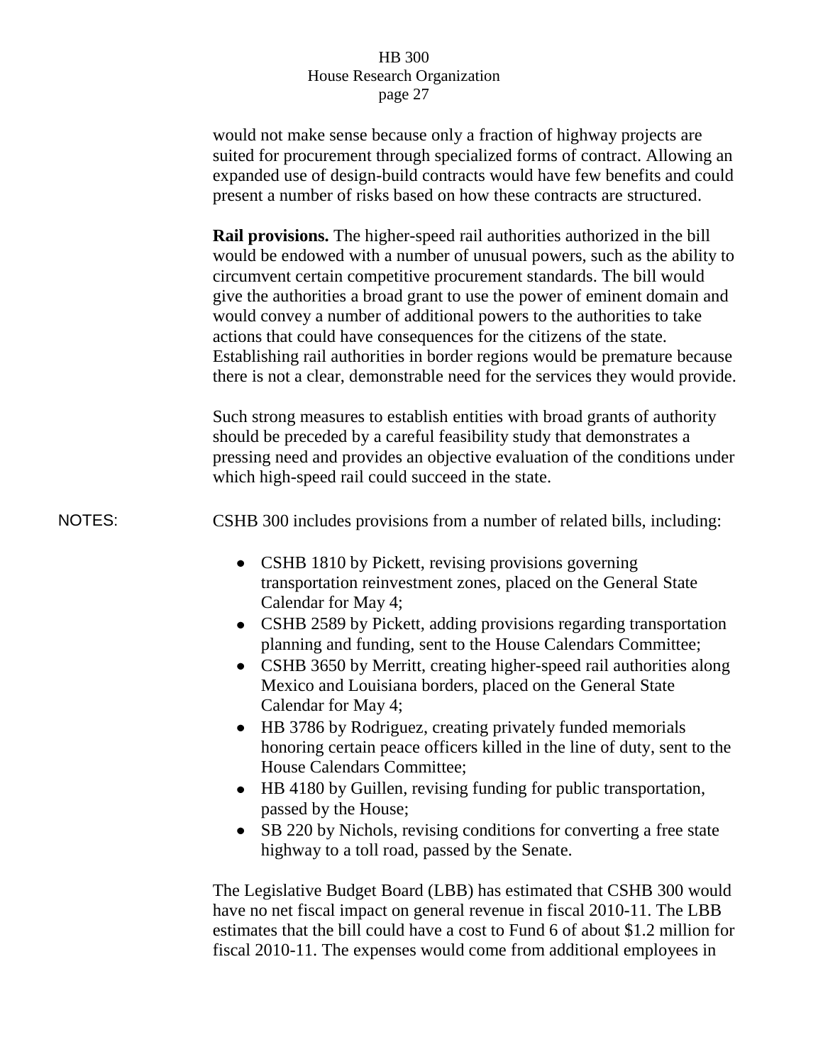would not make sense because only a fraction of highway projects are suited for procurement through specialized forms of contract. Allowing an expanded use of design-build contracts would have few benefits and could present a number of risks based on how these contracts are structured.

**Rail provisions.** The higher-speed rail authorities authorized in the bill would be endowed with a number of unusual powers, such as the ability to circumvent certain competitive procurement standards. The bill would give the authorities a broad grant to use the power of eminent domain and would convey a number of additional powers to the authorities to take actions that could have consequences for the citizens of the state. Establishing rail authorities in border regions would be premature because there is not a clear, demonstrable need for the services they would provide.

Such strong measures to establish entities with broad grants of authority should be preceded by a careful feasibility study that demonstrates a pressing need and provides an objective evaluation of the conditions under which high-speed rail could succeed in the state.

NOTES: CSHB 300 includes provisions from a number of related bills, including:

- CSHB 1810 by Pickett, revising provisions governing transportation reinvestment zones, placed on the General State Calendar for May 4;
- CSHB 2589 by Pickett, adding provisions regarding transportation planning and funding, sent to the House Calendars Committee;
- CSHB 3650 by Merritt, creating higher-speed rail authorities along Mexico and Louisiana borders, placed on the General State Calendar for May 4;
- HB 3786 by Rodriguez, creating privately funded memorials honoring certain peace officers killed in the line of duty, sent to the House Calendars Committee;
- HB 4180 by Guillen, revising funding for public transportation, passed by the House;
- SB 220 by Nichols, revising conditions for converting a free state highway to a toll road, passed by the Senate.

The Legislative Budget Board (LBB) has estimated that CSHB 300 would have no net fiscal impact on general revenue in fiscal 2010-11. The LBB estimates that the bill could have a cost to Fund 6 of about $1.2 million for fiscal 2010-11. The expenses would come from additional employees in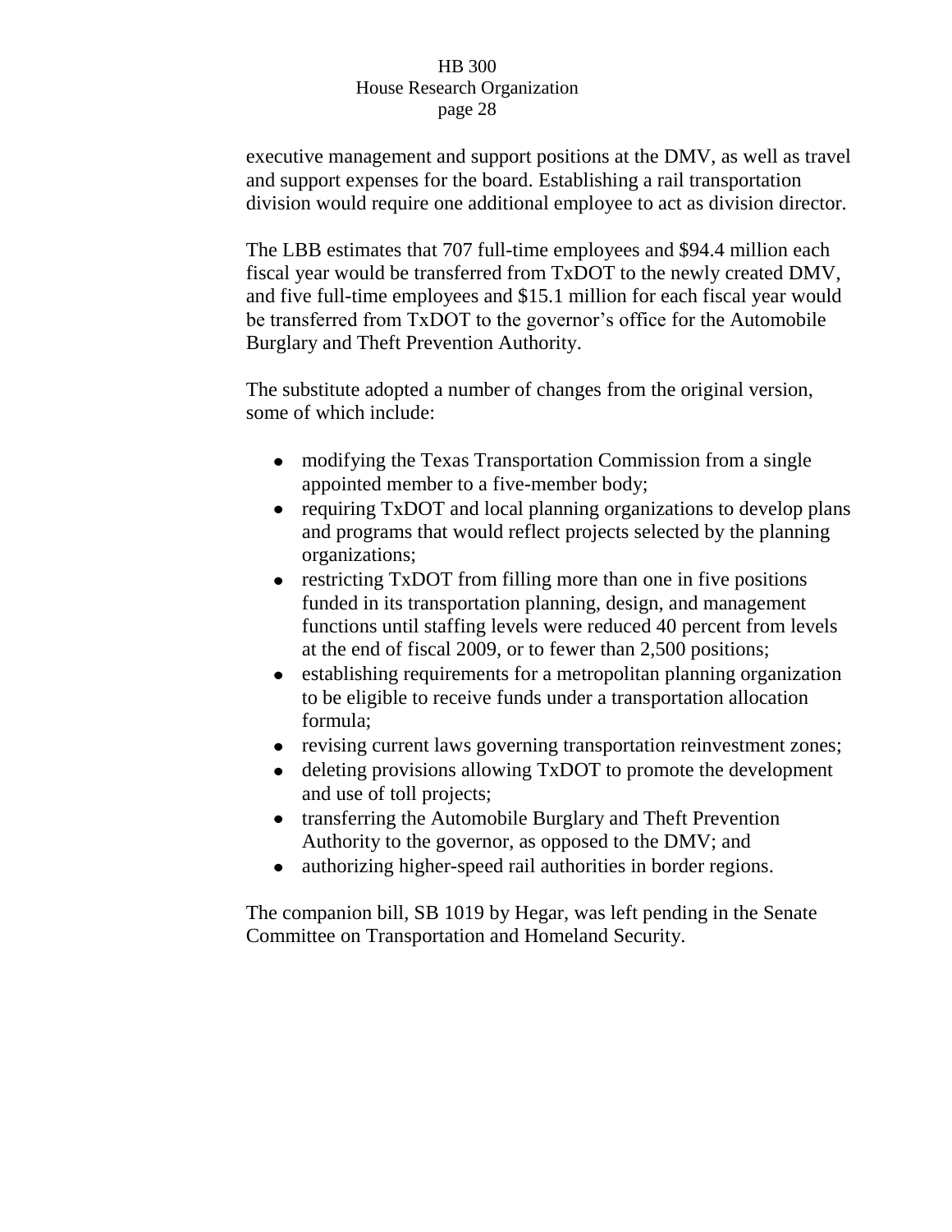executive management and support positions at the DMV, as well as travel and support expenses for the board. Establishing a rail transportation division would require one additional employee to act as division director.

The LBB estimates that 707 full-time employees and $94.4 million each fiscal year would be transferred from TxDOT to the newly created DMV, and five full-time employees and $15.1 million for each fiscal year would be transferred from TxDOT to the governor's office for the Automobile Burglary and Theft Prevention Authority.

The substitute adopted a number of changes from the original version, some of which include:

- modifying the Texas Transportation Commission from a single appointed member to a five-member body;
- requiring TxDOT and local planning organizations to develop plans and programs that would reflect projects selected by the planning organizations;
- restricting TxDOT from filling more than one in five positions funded in its transportation planning, design, and management functions until staffing levels were reduced 40 percent from levels at the end of fiscal 2009, or to fewer than 2,500 positions;
- establishing requirements for a metropolitan planning organization to be eligible to receive funds under a transportation allocation formula;
- revising current laws governing transportation reinvestment zones;
- deleting provisions allowing TxDOT to promote the development and use of toll projects;
- transferring the Automobile Burglary and Theft Prevention Authority to the governor, as opposed to the DMV; and
- authorizing higher-speed rail authorities in border regions.

The companion bill, SB 1019 by Hegar, was left pending in the Senate Committee on Transportation and Homeland Security.